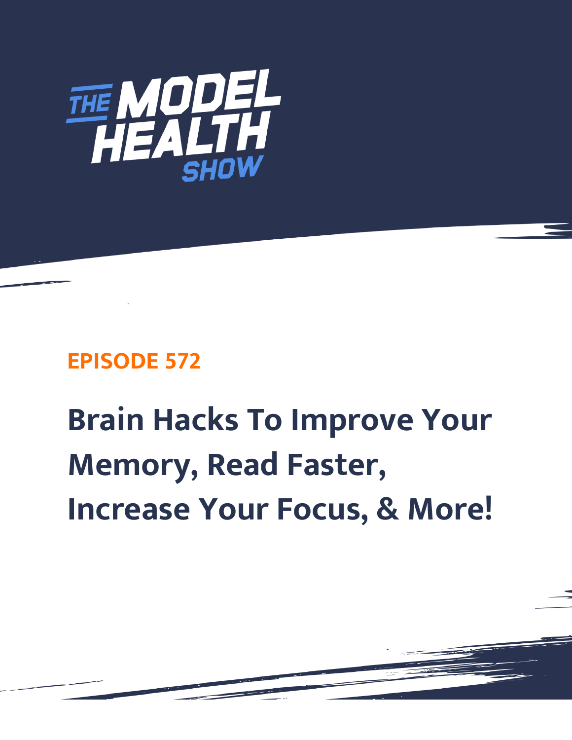# THE MODEL HEALTH SHOW

## EPISODE 572

# Brain Hacks To Improve Your Memory, Read Faster, Increase Your Focus, & More!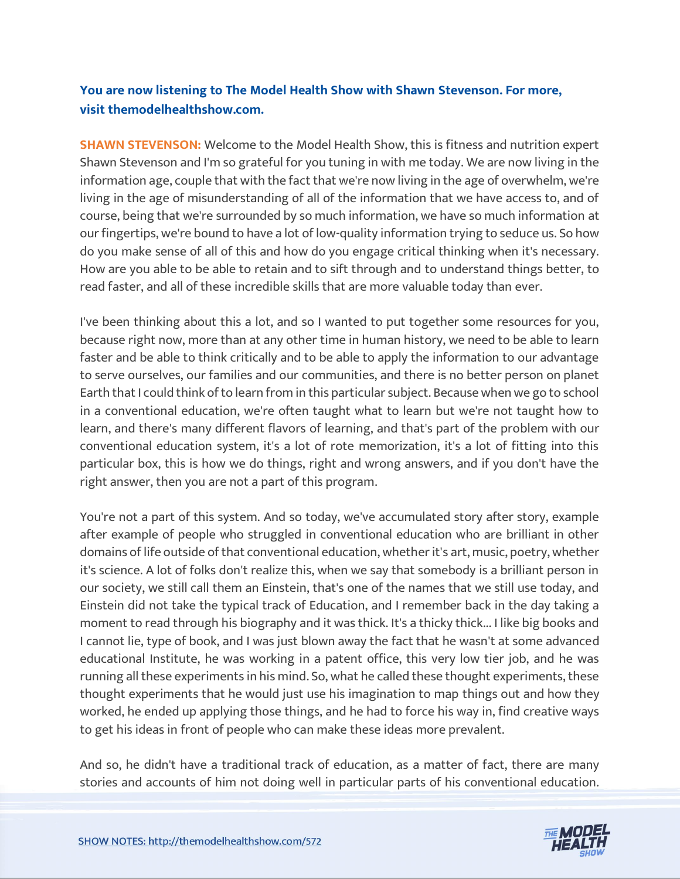**You are now listening to The Model Health Show with Shawn Stevenson. For more, visit themodelhealthshow.com.**

**SHAWN STEVENSON:** Welcome to the Model Health Show, this is fitness and nutrition expert Shawn Stevenson and I'm so grateful for you tuning in with me today. We are now living in the information age, couple that with the fact that we're now living in the age of overwhelm, we're living in the age of misunderstanding of all of the information that we have access to, and of course, being that we're surrounded by so much information, we have so much information at our fingertips, we're bound to have a lot of low-quality information trying to seduce us. So how do you make sense of all of this and how do you engage critical thinking when it's necessary. How are you able to be able to retain and to sift through and to understand things better, to read faster, and all of these incredible skills that are more valuable today than ever.

I've been thinking about this a lot, and so I wanted to put together some resources for you, because right now, more than at any other time in human history, we need to be able to learn faster and be able to think critically and to be able to apply the information to our advantage to serve ourselves, our families and our communities, and there is no better person on planet Earth that I could think of to learn from in this particular subject. Because when we go to school in a conventional education, we're often taught what to learn but we're not taught how to learn, and there's many different flavors of learning, and that's part of the problem with our conventional education system, it's a lot of rote memorization, it's a lot of fitting into this particular box, this is how we do things, right and wrong answers, and if you don't have the right answer, then you are not a part of this program.

You're not a part of this system. And so today, we've accumulated story after story, example after example of people who struggled in conventional education who are brilliant in other domains of life outside of that conventional education, whether it's art, music, poetry, whether it's science. A lot of folks don't realize this, when we say that somebody is a brilliant person in our society, we still call them an Einstein, that's one of the names that we still use today, and Einstein did not take the typical track of Education, and I remember back in the day taking a moment to read through his biography and it was thick. It's a thicky thick... I like big books and I cannot lie, type of book, and I was just blown away the fact that he wasn't at some advanced educational Institute, he was working in a patent office, this very low tier job, and he was running all these experiments in his mind. So, what he called these thought experiments, these thought experiments that he would just use his imagination to map things out and how they worked, he ended up applying those things, and he had to force his way in, find creative ways to get his ideas in front of people who can make these ideas more prevalent.

And so, he didn't have a traditional track of education, as a matter of fact, there are many stories and accounts of him not doing well in particular parts of his conventional education.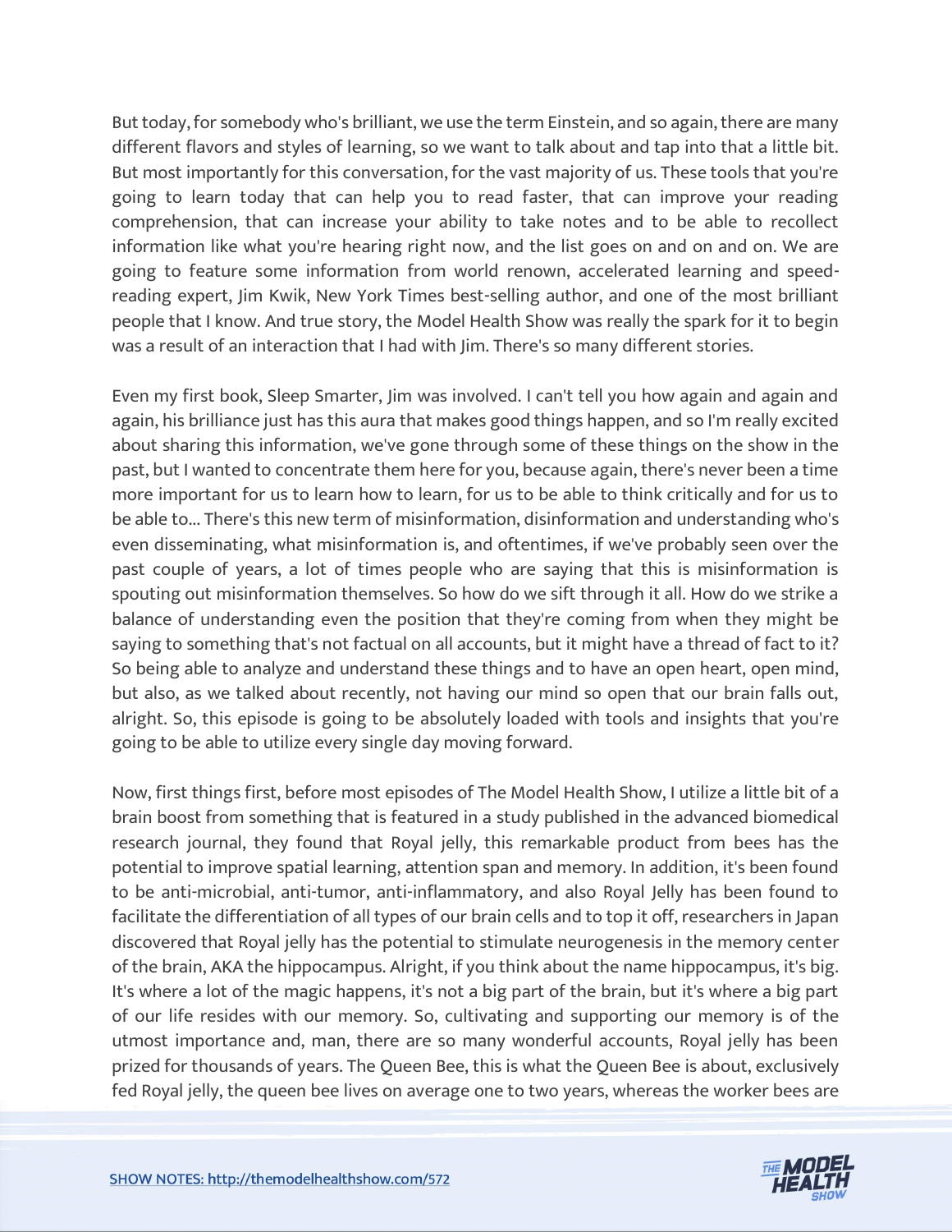But today, for somebody who's brilliant, we use the term Einstein, and so again, there are many different flavors and styles of learning, so we want to talk about and tap into that a little bit. But most importantly for this conversation, for the vast majority of us. These tools that you're going to learn today that can help you to read faster, that can improve your reading comprehension, that can increase your ability to take notes and to be able to recollect information like what you're hearing right now, and the list goes on and on and on. We are going to feature some information from world renown, accelerated learning and speed-reading expert, Jim Kwik, New York Times best-selling author, and one of the most brilliant people that I know. And true story, the Model Health Show was really the spark for it to begin was a result of an interaction that I had with Jim. There's so many different stories.

Even my first book, Sleep Smarter, Jim was involved. I can't tell you how again and again and again, his brilliance just has this aura that makes good things happen, and so I'm really excited about sharing this information, we've gone through some of these things on the show in the past, but I wanted to concentrate them here for you, because again, there's never been a time more important for us to learn how to learn, for us to be able to think critically and for us to be able to... There's this new term of misinformation, disinformation and understanding who's even disseminating, what misinformation is, and oftentimes, if we've probably seen over the past couple of years, a lot of times people who are saying that this is misinformation is spouting out misinformation themselves. So how do we sift through it all. How do we strike a balance of understanding even the position that they're coming from when they might be saying to something that's not factual on all accounts, but it might have a thread of fact to it? So being able to analyze and understand these things and to have an open heart, open mind, but also, as we talked about recently, not having our mind so open that our brain falls out, alright. So, this episode is going to be absolutely loaded with tools and insights that you're going to be able to utilize every single day moving forward.

Now, first things first, before most episodes of The Model Health Show, I utilize a little bit of a brain boost from something that is featured in a study published in the advanced biomedical research journal, they found that Royal jelly, this remarkable product from bees has the potential to improve spatial learning, attention span and memory. In addition, it's been found to be anti-microbial, anti-tumor, anti-inflammatory, and also Royal Jelly has been found to facilitate the differentiation of all types of our brain cells and to top it off, researchers in Japan discovered that Royal jelly has the potential to stimulate neurogenesis in the memory center of the brain, AKA the hippocampus. Alright, if you think about the name hippocampus, it's big. It's where a lot of the magic happens, it's not a big part of the brain, but it's where a big part of our life resides with our memory. So, cultivating and supporting our memory is of the utmost importance and, man, there are so many wonderful accounts, Royal jelly has been prized for thousands of years. The Queen Bee, this is what the Queen Bee is about, exclusively fed Royal jelly, the queen bee lives on average one to two years, whereas the worker bees are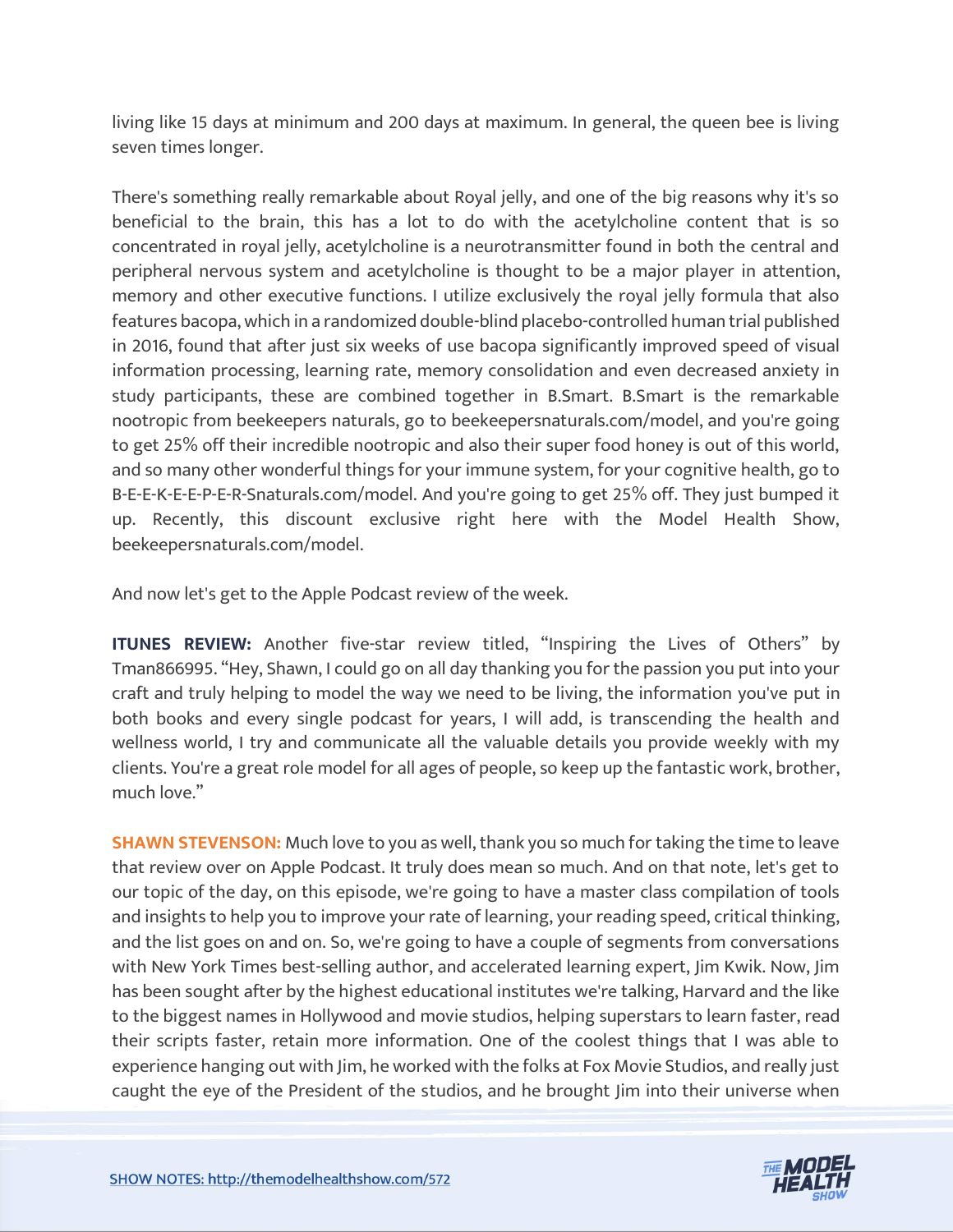living like 15 days at minimum and 200 days at maximum. In general, the queen bee is living seven times longer.

There's something really remarkable about Royal jelly, and one of the big reasons why it's so beneficial to the brain, this has a lot to do with the acetylcholine content that is so concentrated in royal jelly, acetylcholine is a neurotransmitter found in both the central and peripheral nervous system and acetylcholine is thought to be a major player in attention, memory and other executive functions. I utilize exclusively the royal jelly formula that also features bacopa, which in a randomized double-blind placebo-controlled human trial published in 2016, found that after just six weeks of use bacopa significantly improved speed of visual information processing, learning rate, memory consolidation and even decreased anxiety in study participants, these are combined together in B.Smart. B.Smart is the remarkable nootropic from beekeepers naturals, go to beekeepersnaturals.com/model, and you're going to get 25% off their incredible nootropic and also their super food honey is out of this world, and so many other wonderful things for your immune system, for your cognitive health, go to B-E-E-K-E-E-P-E-R-Snaturals.com/model. And you're going to get 25% off. They just bumped it up. Recently, this discount exclusive right here with the Model Health Show, beekeepersnaturals.com/model.

And now let's get to the Apple Podcast review of the week.

**ITUNES REVIEW:** Another five-star review titled, "Inspiring the Lives of Others" by Tman866995. "Hey, Shawn, I could go on all day thanking you for the passion you put into your craft and truly helping to model the way we need to be living, the information you've put in both books and every single podcast for years, I will add, is transcending the health and wellness world, I try and communicate all the valuable details you provide weekly with my clients. You're a great role model for all ages of people, so keep up the fantastic work, brother, much love."

**SHAWN STEVENSON:** Much love to you as well, thank you so much for taking the time to leave that review over on Apple Podcast. It truly does mean so much. And on that note, let's get to our topic of the day, on this episode, we're going to have a master class compilation of tools and insights to help you to improve your rate of learning, your reading speed, critical thinking, and the list goes on and on. So, we're going to have a couple of segments from conversations with New York Times best-selling author, and accelerated learning expert, Jim Kwik. Now, Jim has been sought after by the highest educational institutes we're talking, Harvard and the like to the biggest names in Hollywood and movie studios, helping superstars to learn faster, read their scripts faster, retain more information. One of the coolest things that I was able to experience hanging out with Jim, he worked with the folks at Fox Movie Studios, and really just caught the eye of the President of the studios, and he brought Jim into their universe when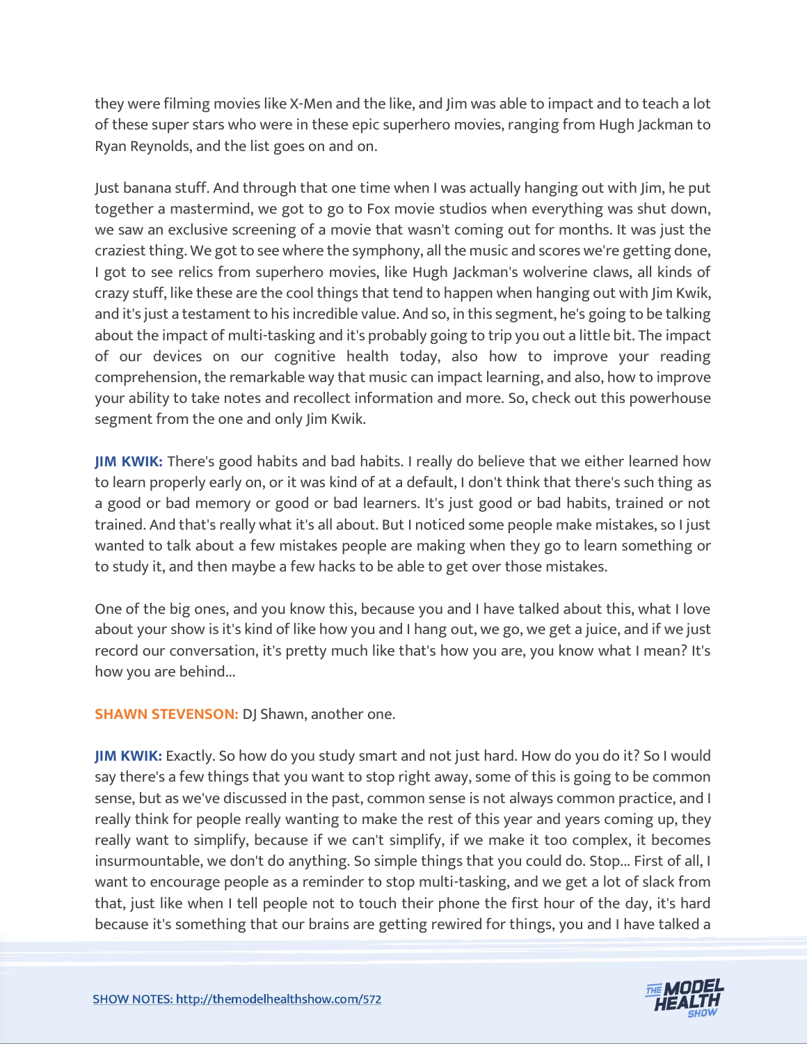they were filming movies like X-Men and the like, and Jim was able to impact and to teach a lot of these super stars who were in these epic superhero movies, ranging from Hugh Jackman to Ryan Reynolds, and the list goes on and on.

Just banana stuff. And through that one time when I was actually hanging out with Jim, he put together a mastermind, we got to go to Fox movie studios when everything was shut down, we saw an exclusive screening of a movie that wasn't coming out for months. It was just the craziest thing. We got to see where the symphony, all the music and scores we're getting done, I got to see relics from superhero movies, like Hugh Jackman's wolverine claws, all kinds of crazy stuff, like these are the cool things that tend to happen when hanging out with Jim Kwik, and it's just a testament to his incredible value. And so, in this segment, he's going to be talking about the impact of multi-tasking and it's probably going to trip you out a little bit. The impact of our devices on our cognitive health today, also how to improve your reading comprehension, the remarkable way that music can impact learning, and also, how to improve your ability to take notes and recollect information and more. So, check out this powerhouse segment from the one and only Jim Kwik.

**JIM KWIK:** There's good habits and bad habits. I really do believe that we either learned how to learn properly early on, or it was kind of at a default, I don't think that there's such thing as a good or bad memory or good or bad learners. It's just good or bad habits, trained or not trained. And that's really what it's all about. But I noticed some people make mistakes, so I just wanted to talk about a few mistakes people are making when they go to learn something or to study it, and then maybe a few hacks to be able to get over those mistakes.

One of the big ones, and you know this, because you and I have talked about this, what I love about your show is it's kind of like how you and I hang out, we go, we get a juice, and if we just record our conversation, it's pretty much like that's how you are, you know what I mean? It's how you are behind...

**SHAWN STEVENSON:** DJ Shawn, another one.

**JIM KWIK:** Exactly. So how do you study smart and not just hard. How do you do it? So I would say there's a few things that you want to stop right away, some of this is going to be common sense, but as we've discussed in the past, common sense is not always common practice, and I really think for people really wanting to make the rest of this year and years coming up, they really want to simplify, because if we can't simplify, if we make it too complex, it becomes insurmountable, we don't do anything. So simple things that you could do. Stop... First of all, I want to encourage people as a reminder to stop multi-tasking, and we get a lot of slack from that, just like when I tell people not to touch their phone the first hour of the day, it's hard because it's something that our brains are getting rewired for things, you and I have talked a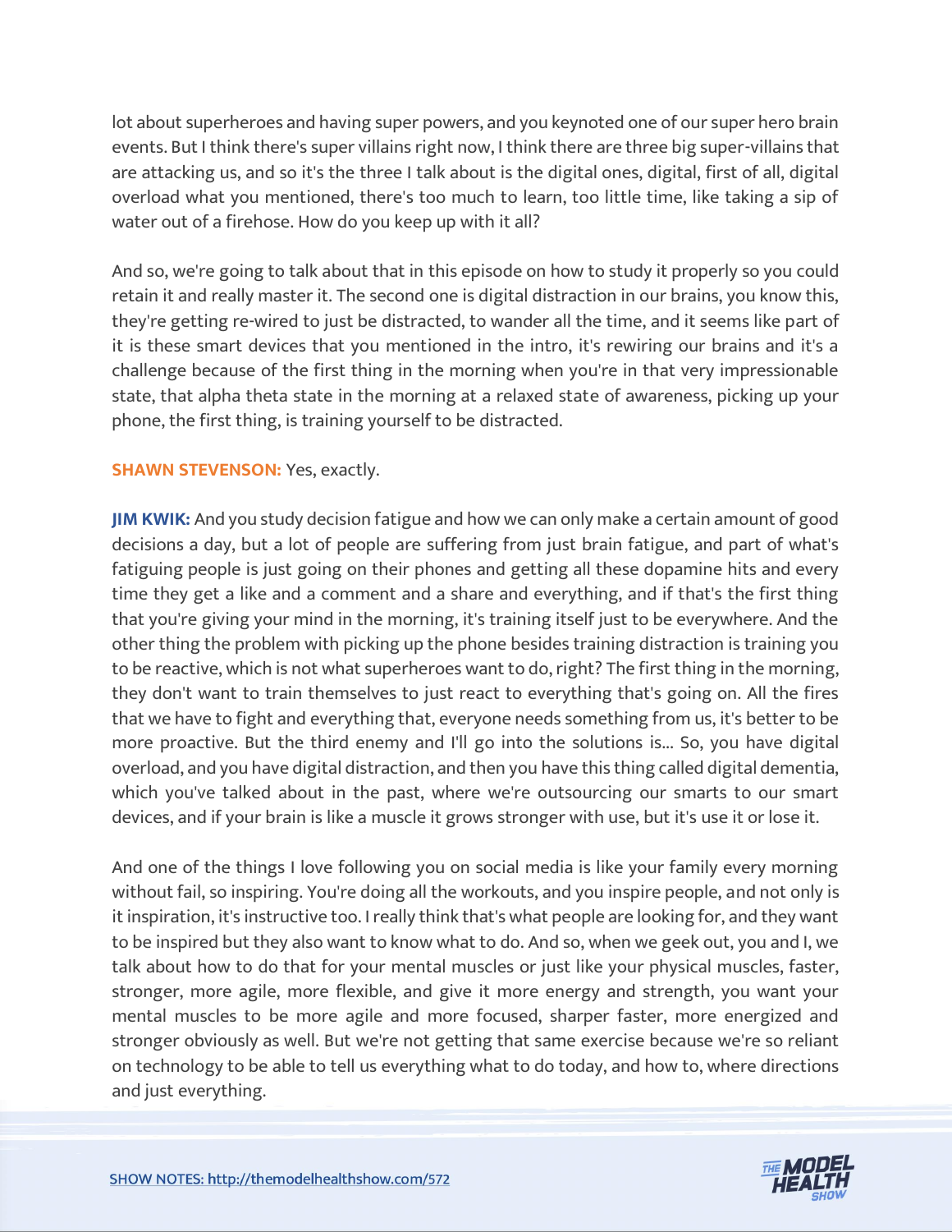lot about superheroes and having super powers, and you keynoted one of our super hero brain events. But I think there's super villains right now, I think there are three big super-villains that are attacking us, and so it's the three I talk about is the digital ones, digital, first of all, digital overload what you mentioned, there's too much to learn, too little time, like taking a sip of water out of a firehose. How do you keep up with it all?

And so, we're going to talk about that in this episode on how to study it properly so you could retain it and really master it. The second one is digital distraction in our brains, you know this, they're getting re-wired to just be distracted, to wander all the time, and it seems like part of it is these smart devices that you mentioned in the intro, it's rewiring our brains and it's a challenge because of the first thing in the morning when you're in that very impressionable state, that alpha theta state in the morning at a relaxed state of awareness, picking up your phone, the first thing, is training yourself to be distracted.

**SHAWN STEVENSON:** Yes, exactly.

**JIM KWIK:** And you study decision fatigue and how we can only make a certain amount of good decisions a day, but a lot of people are suffering from just brain fatigue, and part of what's fatiguing people is just going on their phones and getting all these dopamine hits and every time they get a like and a comment and a share and everything, and if that's the first thing that you're giving your mind in the morning, it's training itself just to be everywhere. And the other thing the problem with picking up the phone besides training distraction is training you to be reactive, which is not what superheroes want to do, right? The first thing in the morning, they don't want to train themselves to just react to everything that's going on. All the fires that we have to fight and everything that, everyone needs something from us, it's better to be more proactive. But the third enemy and I'll go into the solutions is... So, you have digital overload, and you have digital distraction, and then you have this thing called digital dementia, which you've talked about in the past, where we're outsourcing our smarts to our smart devices, and if your brain is like a muscle it grows stronger with use, but it's use it or lose it.

And one of the things I love following you on social media is like your family every morning without fail, so inspiring. You're doing all the workouts, and you inspire people, and not only is it inspiration, it's instructive too. I really think that's what people are looking for, and they want to be inspired but they also want to know what to do. And so, when we geek out, you and I, we talk about how to do that for your mental muscles or just like your physical muscles, faster, stronger, more agile, more flexible, and give it more energy and strength, you want your mental muscles to be more agile and more focused, sharper faster, more energized and stronger obviously as well. But we're not getting that same exercise because we're so reliant on technology to be able to tell us everything what to do today, and how to, where directions and just everything.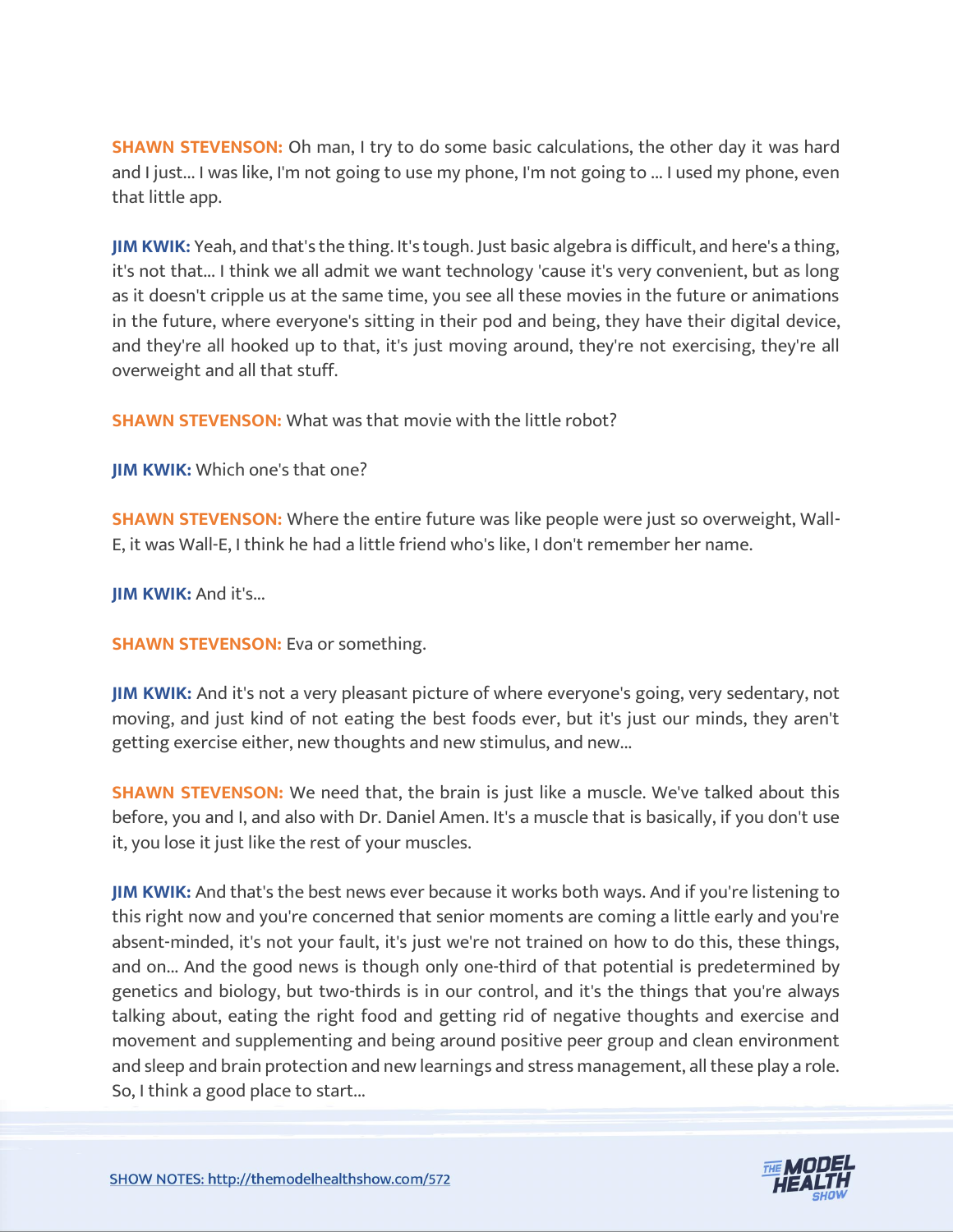**SHAWN STEVENSON:** Oh man, I try to do some basic calculations, the other day it was hard and I just... I was like, I'm not going to use my phone, I'm not going to ... I used my phone, even that little app.

**JIM KWIK:** Yeah, and that's the thing. It's tough. Just basic algebra is difficult, and here's a thing, it's not that... I think we all admit we want technology 'cause it's very convenient, but as long as it doesn't cripple us at the same time, you see all these movies in the future or animations in the future, where everyone's sitting in their pod and being, they have their digital device, and they're all hooked up to that, it's just moving around, they're not exercising, they're all overweight and all that stuff.

**SHAWN STEVENSON:** What was that movie with the little robot?

**JIM KWIK:** Which one's that one?

**SHAWN STEVENSON:** Where the entire future was like people were just so overweight, Wall-E, it was Wall-E, I think he had a little friend who's like, I don't remember her name.

**JIM KWIK:** And it's...

**SHAWN STEVENSON:** Eva or something.

**JIM KWIK:** And it's not a very pleasant picture of where everyone's going, very sedentary, not moving, and just kind of not eating the best foods ever, but it's just our minds, they aren't getting exercise either, new thoughts and new stimulus, and new...

**SHAWN STEVENSON:** We need that, the brain is just like a muscle. We've talked about this before, you and I, and also with Dr. Daniel Amen. It's a muscle that is basically, if you don't use it, you lose it just like the rest of your muscles.

**JIM KWIK:** And that's the best news ever because it works both ways. And if you're listening to this right now and you're concerned that senior moments are coming a little early and you're absent-minded, it's not your fault, it's just we're not trained on how to do this, these things, and on... And the good news is though only one-third of that potential is predetermined by genetics and biology, but two-thirds is in our control, and it's the things that you're always talking about, eating the right food and getting rid of negative thoughts and exercise and movement and supplementing and being around positive peer group and clean environment and sleep and brain protection and new learnings and stress management, all these play a role. So, I think a good place to start...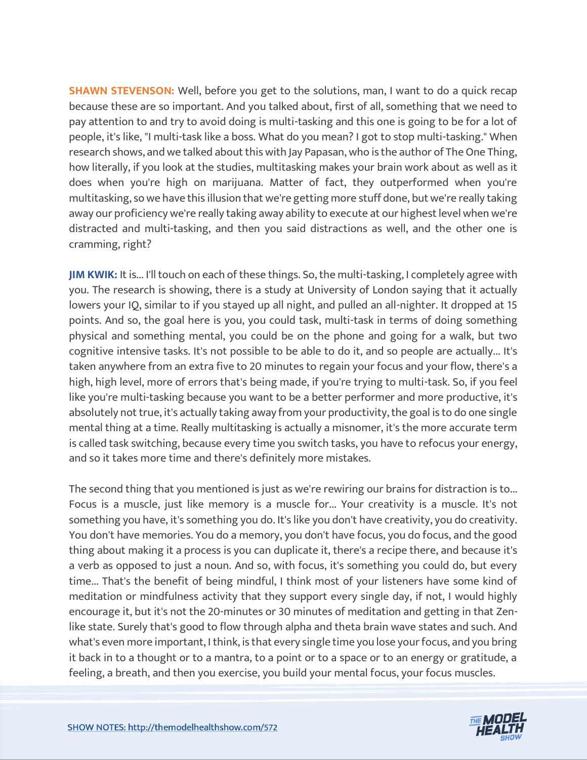**SHAWN STEVENSON:** Well, before you get to the solutions, man, I want to do a quick recap because these are so important. And you talked about, first of all, something that we need to pay attention to and try to avoid doing is multi-tasking and this one is going to be for a lot of people, it's like, "I multi-task like a boss. What do you mean? I got to stop multi-tasking." When research shows, and we talked about this with Jay Papasan, who is the author of The One Thing, how literally, if you look at the studies, multitasking makes your brain work about as well as it does when you're high on marijuana. Matter of fact, they outperformed when you're multitasking, so we have this illusion that we're getting more stuff done, but we're really taking away our proficiency we're really taking away ability to execute at our highest level when we're distracted and multi-tasking, and then you said distractions as well, and the other one is cramming, right?

**JIM KWIK:** It is... I'll touch on each of these things. So, the multi-tasking, I completely agree with you. The research is showing, there is a study at University of London saying that it actually lowers your IQ, similar to if you stayed up all night, and pulled an all-nighter. It dropped at 15 points. And so, the goal here is you, you could task, multi-task in terms of doing something physical and something mental, you could be on the phone and going for a walk, but two cognitive intensive tasks. It's not possible to be able to do it, and so people are actually... It's taken anywhere from an extra five to 20 minutes to regain your focus and your flow, there's a high, high level, more of errors that's being made, if you're trying to multi-task. So, if you feel like you're multi-tasking because you want to be a better performer and more productive, it's absolutely not true, it's actually taking away from your productivity, the goal is to do one single mental thing at a time. Really multitasking is actually a misnomer, it's the more accurate term is called task switching, because every time you switch tasks, you have to refocus your energy, and so it takes more time and there's definitely more mistakes.

The second thing that you mentioned is just as we're rewiring our brains for distraction is to... Focus is a muscle, just like memory is a muscle for... Your creativity is a muscle. It's not something you have, it's something you do. It's like you don't have creativity, you do creativity. You don't have memories. You do a memory, you don't have focus, you do focus, and the good thing about making it a process is you can duplicate it, there's a recipe there, and because it's a verb as opposed to just a noun. And so, with focus, it's something you could do, but every time... That's the benefit of being mindful, I think most of your listeners have some kind of meditation or mindfulness activity that they support every single day, if not, I would highly encourage it, but it's not the 20-minutes or 30 minutes of meditation and getting in that Zen-like state. Surely that's good to flow through alpha and theta brain wave states and such. And what's even more important, I think, is that every single time you lose your focus, and you bring it back in to a thought or to a mantra, to a point or to a space or to an energy or gratitude, a feeling, a breath, and then you exercise, you build your mental focus, your focus muscles.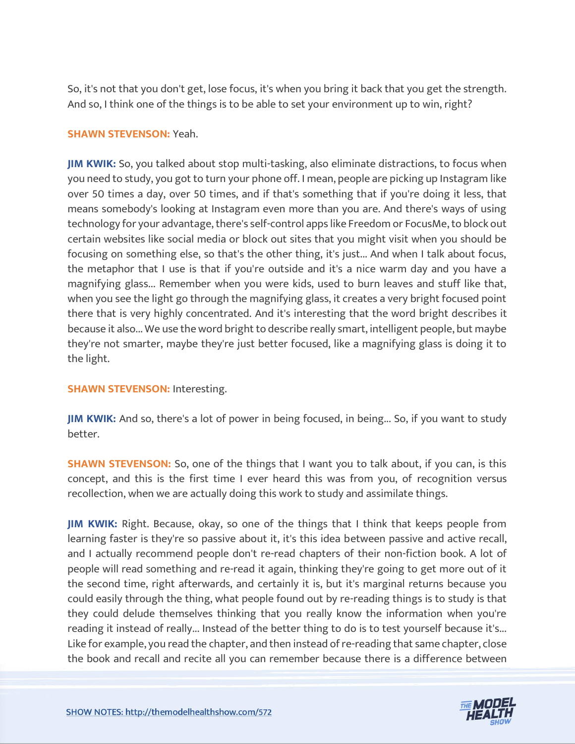So, it's not that you don't get, lose focus, it's when you bring it back that you get the strength. And so, I think one of the things is to be able to set your environment up to win, right?

**SHAWN STEVENSON:** Yeah.

**JIM KWIK:** So, you talked about stop multi-tasking, also eliminate distractions, to focus when you need to study, you got to turn your phone off. I mean, people are picking up Instagram like over 50 times a day, over 50 times, and if that's something that if you're doing it less, that means somebody's looking at Instagram even more than you are. And there's ways of using technology for your advantage, there's self-control apps like Freedom or FocusMe, to block out certain websites like social media or block out sites that you might visit when you should be focusing on something else, so that's the other thing, it's just... And when I talk about focus, the metaphor that I use is that if you're outside and it's a nice warm day and you have a magnifying glass... Remember when you were kids, used to burn leaves and stuff like that, when you see the light go through the magnifying glass, it creates a very bright focused point there that is very highly concentrated. And it's interesting that the word bright describes it because it also... We use the word bright to describe really smart, intelligent people, but maybe they're not smarter, maybe they're just better focused, like a magnifying glass is doing it to the light.

**SHAWN STEVENSON:** Interesting.

**JIM KWIK:** And so, there's a lot of power in being focused, in being... So, if you want to study better.

**SHAWN STEVENSON:** So, one of the things that I want you to talk about, if you can, is this concept, and this is the first time I ever heard this was from you, of recognition versus recollection, when we are actually doing this work to study and assimilate things.

**JIM KWIK:** Right. Because, okay, so one of the things that I think that keeps people from learning faster is they're so passive about it, it's this idea between passive and active recall, and I actually recommend people don't re-read chapters of their non-fiction book. A lot of people will read something and re-read it again, thinking they're going to get more out of it the second time, right afterwards, and certainly it is, but it's marginal returns because you could easily through the thing, what people found out by re-reading things is to study is that they could delude themselves thinking that you really know the information when you're reading it instead of really... Instead of the better thing to do is to test yourself because it's... Like for example, you read the chapter, and then instead of re-reading that same chapter, close the book and recall and recite all you can remember because there is a difference between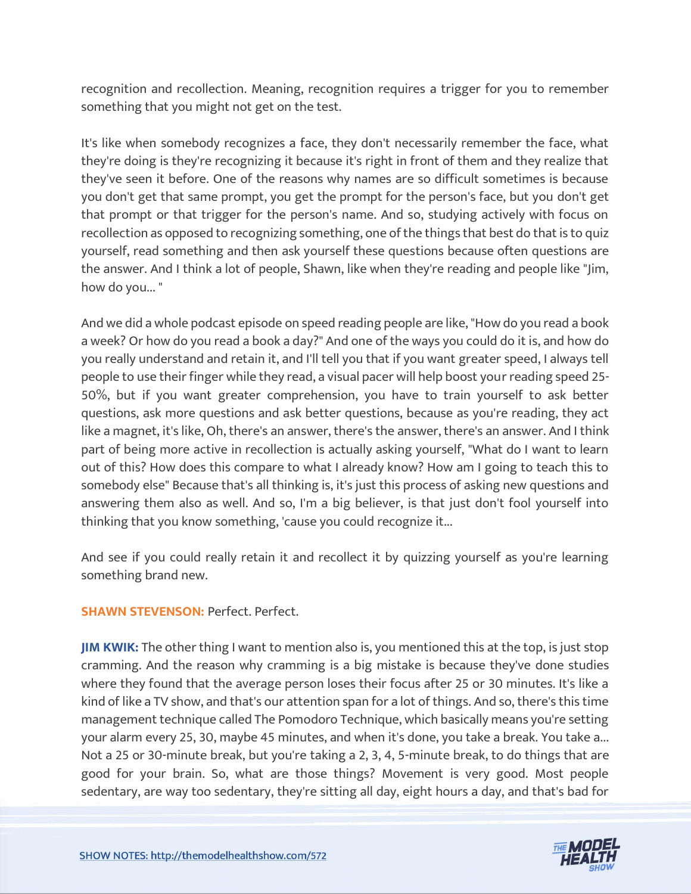recognition and recollection. Meaning, recognition requires a trigger for you to remember something that you might not get on the test.

It's like when somebody recognizes a face, they don't necessarily remember the face, what they're doing is they're recognizing it because it's right in front of them and they realize that they've seen it before. One of the reasons why names are so difficult sometimes is because you don't get that same prompt, you get the prompt for the person's face, but you don't get that prompt or that trigger for the person's name. And so, studying actively with focus on recollection as opposed to recognizing something, one of the things that best do that is to quiz yourself, read something and then ask yourself these questions because often questions are the answer. And I think a lot of people, Shawn, like when they're reading and people like "Jim, how do you... "

And we did a whole podcast episode on speed reading people are like, "How do you read a book a week? Or how do you read a book a day?" And one of the ways you could do it is, and how do you really understand and retain it, and I'll tell you that if you want greater speed, I always tell people to use their finger while they read, a visual pacer will help boost your reading speed 25-50%, but if you want greater comprehension, you have to train yourself to ask better questions, ask more questions and ask better questions, because as you're reading, they act like a magnet, it's like, Oh, there's an answer, there's the answer, there's an answer. And I think part of being more active in recollection is actually asking yourself, "What do I want to learn out of this? How does this compare to what I already know? How am I going to teach this to somebody else" Because that's all thinking is, it's just this process of asking new questions and answering them also as well. And so, I'm a big believer, is that just don't fool yourself into thinking that you know something, 'cause you could recognize it...

And see if you could really retain it and recollect it by quizzing yourself as you're learning something brand new.

**SHAWN STEVENSON:** Perfect. Perfect.

**JIM KWIK:** The other thing I want to mention also is, you mentioned this at the top, is just stop cramming. And the reason why cramming is a big mistake is because they've done studies where they found that the average person loses their focus after 25 or 30 minutes. It's like a kind of like a TV show, and that's our attention span for a lot of things. And so, there's this time management technique called The Pomodoro Technique, which basically means you're setting your alarm every 25, 30, maybe 45 minutes, and when it's done, you take a break. You take a... Not a 25 or 30-minute break, but you're taking a 2, 3, 4, 5-minute break, to do things that are good for your brain. So, what are those things? Movement is very good. Most people sedentary, are way too sedentary, they're sitting all day, eight hours a day, and that's bad for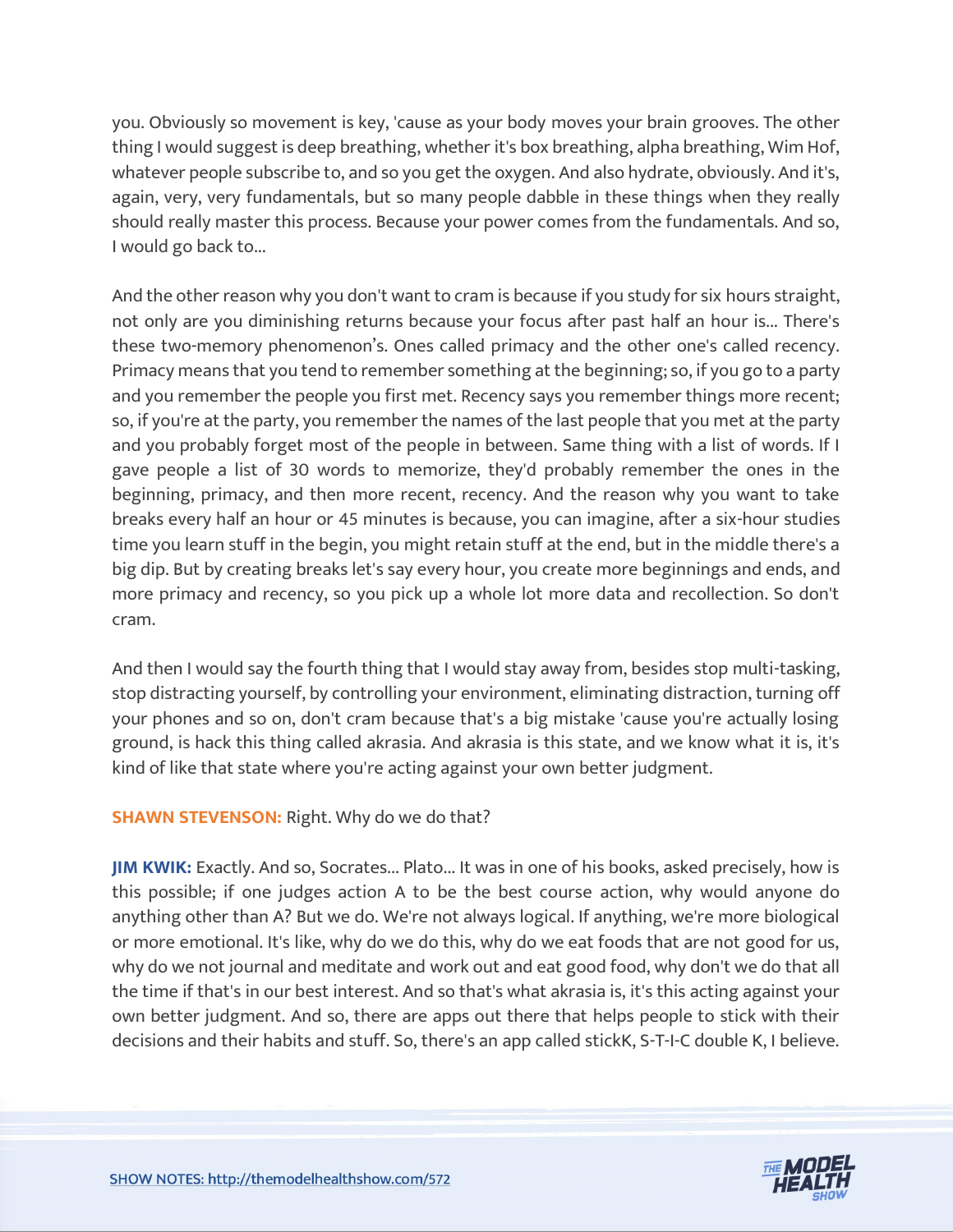you. Obviously so movement is key, 'cause as your body moves your brain grooves. The other thing I would suggest is deep breathing, whether it's box breathing, alpha breathing, Wim Hof, whatever people subscribe to, and so you get the oxygen. And also hydrate, obviously. And it's, again, very, very fundamentals, but so many people dabble in these things when they really should really master this process. Because your power comes from the fundamentals. And so, I would go back to...

And the other reason why you don't want to cram is because if you study for six hours straight, not only are you diminishing returns because your focus after past half an hour is... There's these two-memory phenomenon's. Ones called primacy and the other one's called recency. Primacy means that you tend to remember something at the beginning; so, if you go to a party and you remember the people you first met. Recency says you remember things more recent; so, if you're at the party, you remember the names of the last people that you met at the party and you probably forget most of the people in between. Same thing with a list of words. If I gave people a list of 30 words to memorize, they'd probably remember the ones in the beginning, primacy, and then more recent, recency. And the reason why you want to take breaks every half an hour or 45 minutes is because, you can imagine, after a six-hour studies time you learn stuff in the begin, you might retain stuff at the end, but in the middle there's a big dip. But by creating breaks let's say every hour, you create more beginnings and ends, and more primacy and recency, so you pick up a whole lot more data and recollection. So don't cram.

And then I would say the fourth thing that I would stay away from, besides stop multi-tasking, stop distracting yourself, by controlling your environment, eliminating distraction, turning off your phones and so on, don't cram because that's a big mistake 'cause you're actually losing ground, is hack this thing called akrasia. And akrasia is this state, and we know what it is, it's kind of like that state where you're acting against your own better judgment.

**SHAWN STEVENSON:** Right. Why do we do that?

**JIM KWIK:** Exactly. And so, Socrates... Plato... It was in one of his books, asked precisely, how is this possible; if one judges action A to be the best course action, why would anyone do anything other than A? But we do. We're not always logical. If anything, we're more biological or more emotional. It's like, why do we do this, why do we eat foods that are not good for us, why do we not journal and meditate and work out and eat good food, why don't we do that all the time if that's in our best interest. And so that's what akrasia is, it's this acting against your own better judgment. And so, there are apps out there that helps people to stick with their decisions and their habits and stuff. So, there's an app called stickK, S-T-I-C double K, I believe.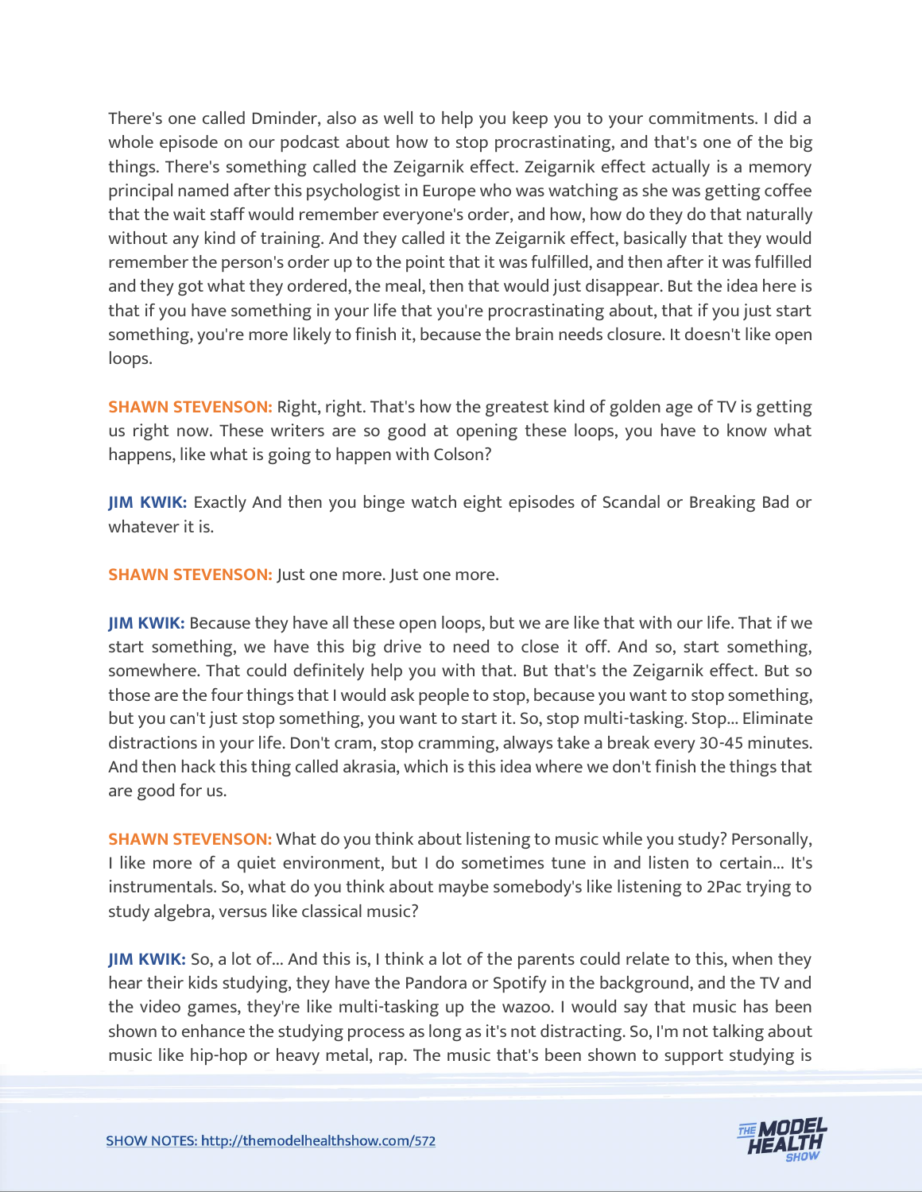There's one called Dminder, also as well to help you keep you to your commitments. I did a whole episode on our podcast about how to stop procrastinating, and that's one of the big things. There's something called the Zeigarnik effect. Zeigarnik effect actually is a memory principal named after this psychologist in Europe who was watching as she was getting coffee that the wait staff would remember everyone's order, and how, how do they do that naturally without any kind of training. And they called it the Zeigarnik effect, basically that they would remember the person's order up to the point that it was fulfilled, and then after it was fulfilled and they got what they ordered, the meal, then that would just disappear. But the idea here is that if you have something in your life that you're procrastinating about, that if you just start something, you're more likely to finish it, because the brain needs closure. It doesn't like open loops.

**SHAWN STEVENSON:** Right, right. That's how the greatest kind of golden age of TV is getting us right now. These writers are so good at opening these loops, you have to know what happens, like what is going to happen with Colson?

**JIM KWIK:** Exactly And then you binge watch eight episodes of Scandal or Breaking Bad or whatever it is.

**SHAWN STEVENSON:** Just one more. Just one more.

**JIM KWIK:** Because they have all these open loops, but we are like that with our life. That if we start something, we have this big drive to need to close it off. And so, start something, somewhere. That could definitely help you with that. But that's the Zeigarnik effect. But so those are the four things that I would ask people to stop, because you want to stop something, but you can't just stop something, you want to start it. So, stop multi-tasking. Stop... Eliminate distractions in your life. Don't cram, stop cramming, always take a break every 30-45 minutes. And then hack this thing called akrasia, which is this idea where we don't finish the things that are good for us.

**SHAWN STEVENSON:** What do you think about listening to music while you study? Personally, I like more of a quiet environment, but I do sometimes tune in and listen to certain... It's instrumentals. So, what do you think about maybe somebody's like listening to 2Pac trying to study algebra, versus like classical music?

**JIM KWIK:** So, a lot of... And this is, I think a lot of the parents could relate to this, when they hear their kids studying, they have the Pandora or Spotify in the background, and the TV and the video games, they're like multi-tasking up the wazoo. I would say that music has been shown to enhance the studying process as long as it's not distracting. So, I'm not talking about music like hip-hop or heavy metal, rap. The music that's been shown to support studying is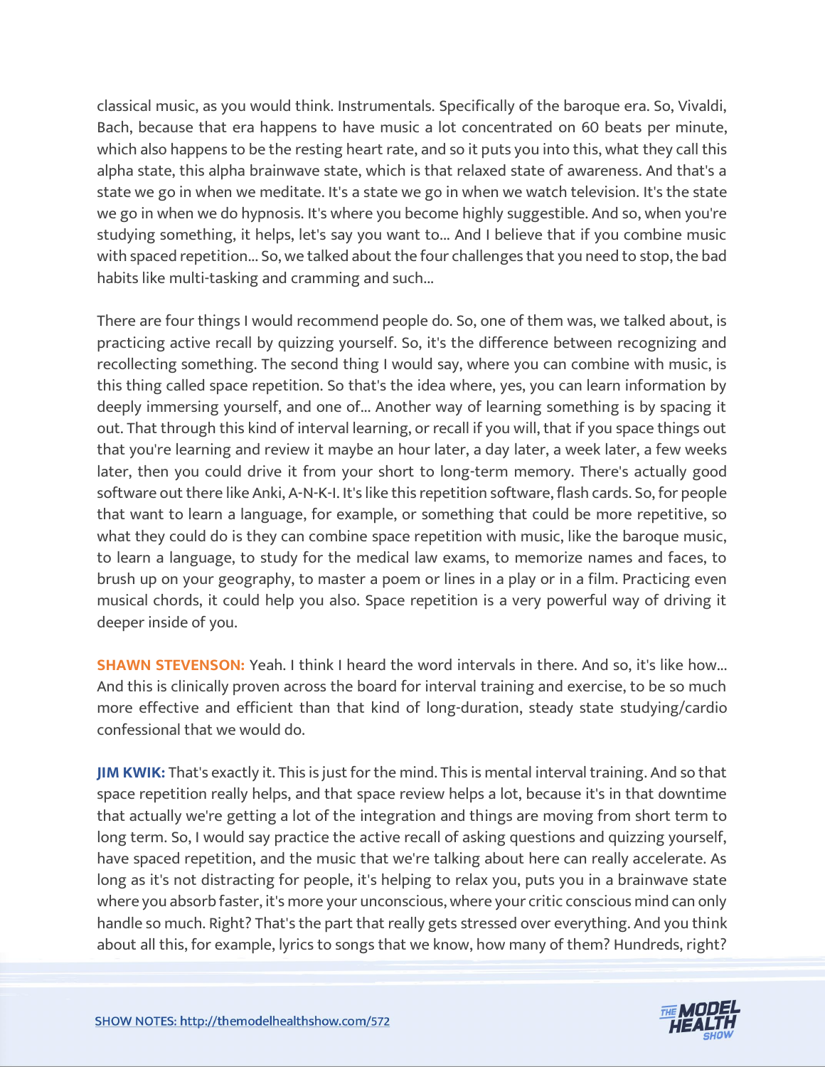classical music, as you would think. Instrumentals. Specifically of the baroque era. So, Vivaldi, Bach, because that era happens to have music a lot concentrated on 60 beats per minute, which also happens to be the resting heart rate, and so it puts you into this, what they call this alpha state, this alpha brainwave state, which is that relaxed state of awareness. And that's a state we go in when we meditate. It's a state we go in when we watch television. It's the state we go in when we do hypnosis. It's where you become highly suggestible. And so, when you're studying something, it helps, let's say you want to... And I believe that if you combine music with spaced repetition... So, we talked about the four challenges that you need to stop, the bad habits like multi-tasking and cramming and such...

There are four things I would recommend people do. So, one of them was, we talked about, is practicing active recall by quizzing yourself. So, it's the difference between recognizing and recollecting something. The second thing I would say, where you can combine with music, is this thing called space repetition. So that's the idea where, yes, you can learn information by deeply immersing yourself, and one of... Another way of learning something is by spacing it out. That through this kind of interval learning, or recall if you will, that if you space things out that you're learning and review it maybe an hour later, a day later, a week later, a few weeks later, then you could drive it from your short to long-term memory. There's actually good software out there like Anki, A-N-K-I. It's like this repetition software, flash cards. So, for people that want to learn a language, for example, or something that could be more repetitive, so what they could do is they can combine space repetition with music, like the baroque music, to learn a language, to study for the medical law exams, to memorize names and faces, to brush up on your geography, to master a poem or lines in a play or in a film. Practicing even musical chords, it could help you also. Space repetition is a very powerful way of driving it deeper inside of you.

**SHAWN STEVENSON:** Yeah. I think I heard the word intervals in there. And so, it's like how... And this is clinically proven across the board for interval training and exercise, to be so much more effective and efficient than that kind of long-duration, steady state studying/cardio confessional that we would do.

**JIM KWIK:** That's exactly it. This is just for the mind. This is mental interval training. And so that space repetition really helps, and that space review helps a lot, because it's in that downtime that actually we're getting a lot of the integration and things are moving from short term to long term. So, I would say practice the active recall of asking questions and quizzing yourself, have spaced repetition, and the music that we're talking about here can really accelerate. As long as it's not distracting for people, it's helping to relax you, puts you in a brainwave state where you absorb faster, it's more your unconscious, where your critic conscious mind can only handle so much. Right? That's the part that really gets stressed over everything. And you think about all this, for example, lyrics to songs that we know, how many of them? Hundreds, right?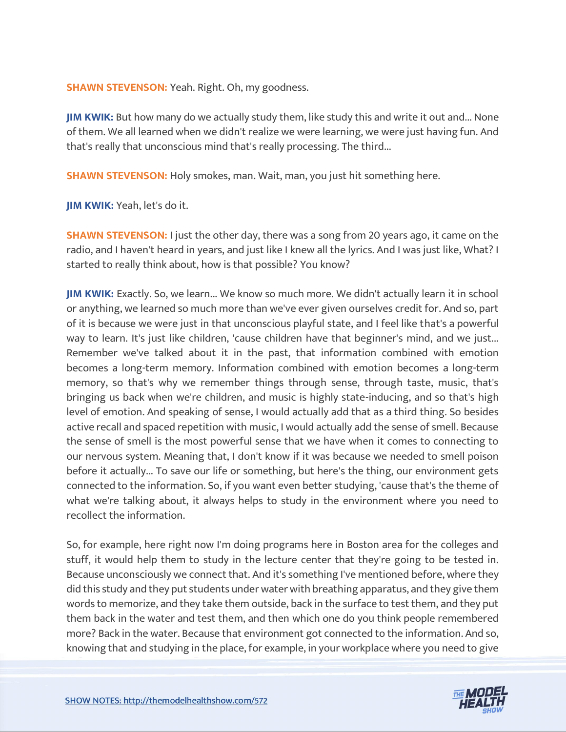**SHAWN STEVENSON:** Yeah. Right. Oh, my goodness.

**JIM KWIK:** But how many do we actually study them, like study this and write it out and... None of them. We all learned when we didn't realize we were learning, we were just having fun. And that's really that unconscious mind that's really processing. The third...

**SHAWN STEVENSON:** Holy smokes, man. Wait, man, you just hit something here.

**JIM KWIK:** Yeah, let's do it.

**SHAWN STEVENSON:** I just the other day, there was a song from 20 years ago, it came on the radio, and I haven't heard in years, and just like I knew all the lyrics. And I was just like, What? I started to really think about, how is that possible? You know?

**JIM KWIK:** Exactly. So, we learn... We know so much more. We didn't actually learn it in school or anything, we learned so much more than we've ever given ourselves credit for. And so, part of it is because we were just in that unconscious playful state, and I feel like that's a powerful way to learn. It's just like children, 'cause children have that beginner's mind, and we just... Remember we've talked about it in the past, that information combined with emotion becomes a long-term memory. Information combined with emotion becomes a long-term memory, so that's why we remember things through sense, through taste, music, that's bringing us back when we're children, and music is highly state-inducing, and so that's high level of emotion. And speaking of sense, I would actually add that as a third thing. So besides active recall and spaced repetition with music, I would actually add the sense of smell. Because the sense of smell is the most powerful sense that we have when it comes to connecting to our nervous system. Meaning that, I don't know if it was because we needed to smell poison before it actually... To save our life or something, but here's the thing, our environment gets connected to the information. So, if you want even better studying, 'cause that's the theme of what we're talking about, it always helps to study in the environment where you need to recollect the information.

So, for example, here right now I'm doing programs here in Boston area for the colleges and stuff, it would help them to study in the lecture center that they're going to be tested in. Because unconsciously we connect that. And it's something I've mentioned before, where they did this study and they put students under water with breathing apparatus, and they give them words to memorize, and they take them outside, back in the surface to test them, and they put them back in the water and test them, and then which one do you think people remembered more? Back in the water. Because that environment got connected to the information. And so, knowing that and studying in the place, for example, in your workplace where you need to give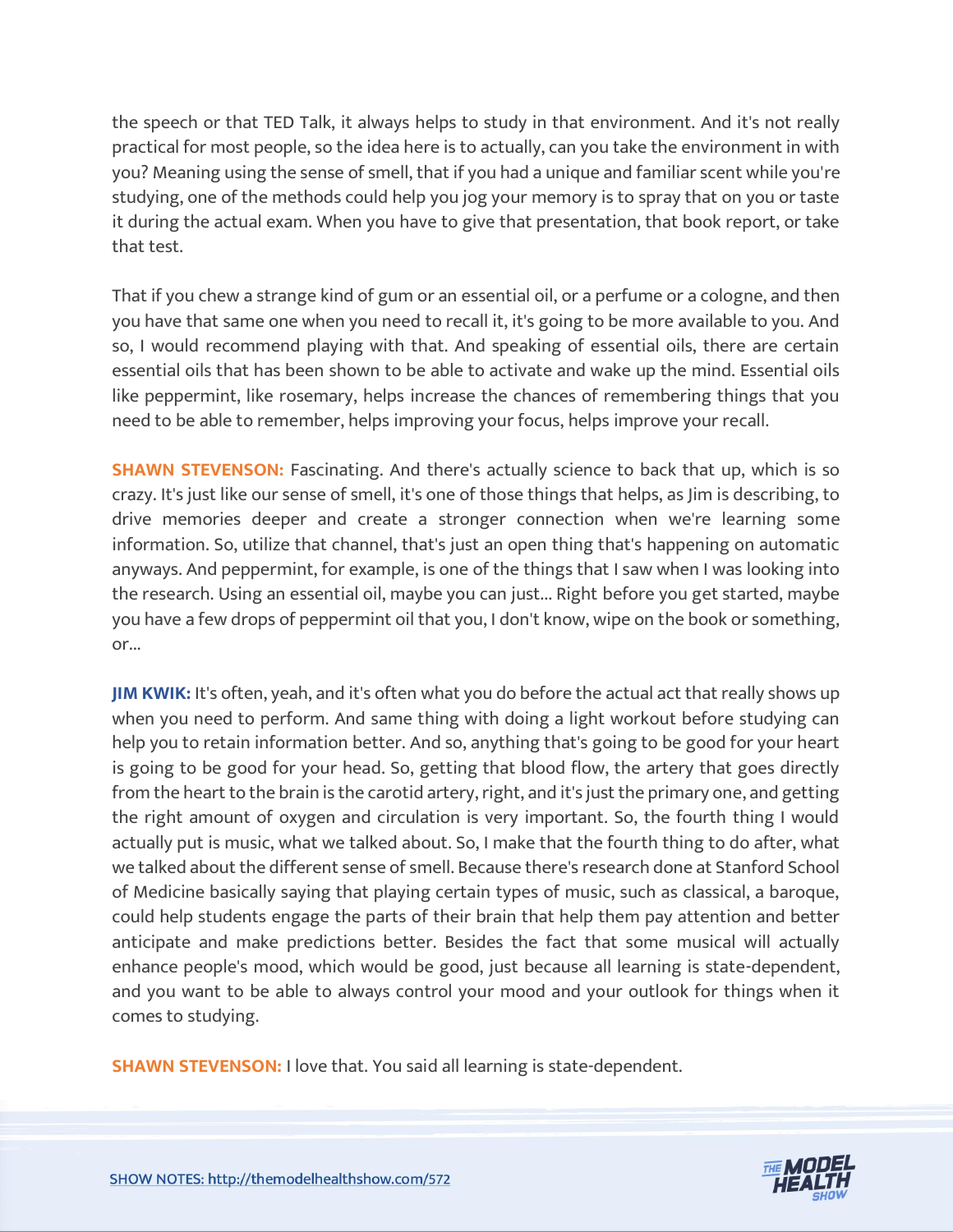the speech or that TED Talk, it always helps to study in that environment. And it's not really practical for most people, so the idea here is to actually, can you take the environment in with you? Meaning using the sense of smell, that if you had a unique and familiar scent while you're studying, one of the methods could help you jog your memory is to spray that on you or taste it during the actual exam. When you have to give that presentation, that book report, or take that test.

That if you chew a strange kind of gum or an essential oil, or a perfume or a cologne, and then you have that same one when you need to recall it, it's going to be more available to you. And so, I would recommend playing with that. And speaking of essential oils, there are certain essential oils that has been shown to be able to activate and wake up the mind. Essential oils like peppermint, like rosemary, helps increase the chances of remembering things that you need to be able to remember, helps improving your focus, helps improve your recall.

**SHAWN STEVENSON:** Fascinating. And there's actually science to back that up, which is so crazy. It's just like our sense of smell, it's one of those things that helps, as Jim is describing, to drive memories deeper and create a stronger connection when we're learning some information. So, utilize that channel, that's just an open thing that's happening on automatic anyways. And peppermint, for example, is one of the things that I saw when I was looking into the research. Using an essential oil, maybe you can just... Right before you get started, maybe you have a few drops of peppermint oil that you, I don't know, wipe on the book or something, or...

**JIM KWIK:** It's often, yeah, and it's often what you do before the actual act that really shows up when you need to perform. And same thing with doing a light workout before studying can help you to retain information better. And so, anything that's going to be good for your heart is going to be good for your head. So, getting that blood flow, the artery that goes directly from the heart to the brain is the carotid artery, right, and it's just the primary one, and getting the right amount of oxygen and circulation is very important. So, the fourth thing I would actually put is music, what we talked about. So, I make that the fourth thing to do after, what we talked about the different sense of smell. Because there's research done at Stanford School of Medicine basically saying that playing certain types of music, such as classical, a baroque, could help students engage the parts of their brain that help them pay attention and better anticipate and make predictions better. Besides the fact that some musical will actually enhance people's mood, which would be good, just because all learning is state-dependent, and you want to be able to always control your mood and your outlook for things when it comes to studying.

**SHAWN STEVENSON:** I love that. You said all learning is state-dependent.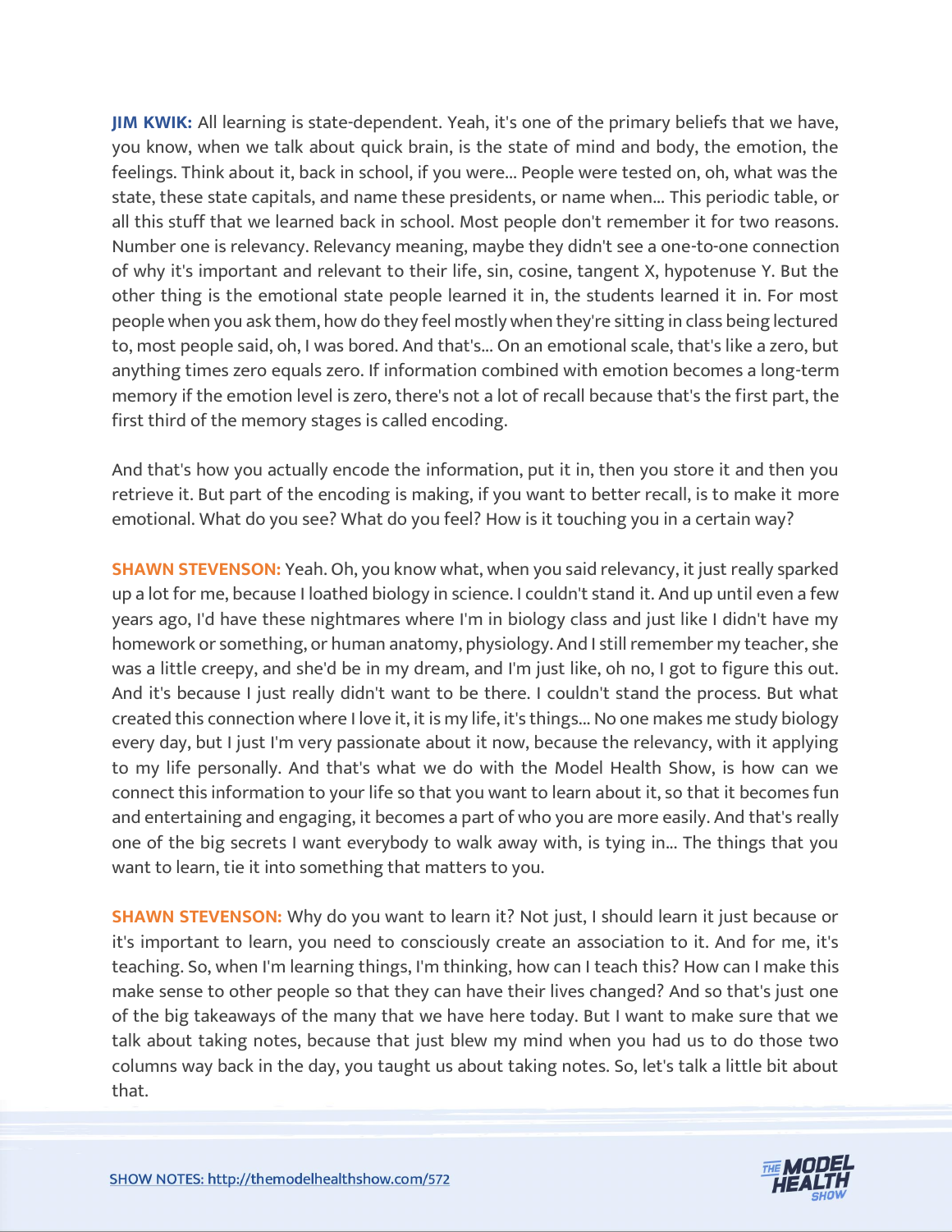**JIM KWIK:** All learning is state-dependent. Yeah, it's one of the primary beliefs that we have, you know, when we talk about quick brain, is the state of mind and body, the emotion, the feelings. Think about it, back in school, if you were... People were tested on, oh, what was the state, these state capitals, and name these presidents, or name when... This periodic table, or all this stuff that we learned back in school. Most people don't remember it for two reasons. Number one is relevancy. Relevancy meaning, maybe they didn't see a one-to-one connection of why it's important and relevant to their life, sin, cosine, tangent X, hypotenuse Y. But the other thing is the emotional state people learned it in, the students learned it in. For most people when you ask them, how do they feel mostly when they're sitting in class being lectured to, most people said, oh, I was bored. And that's... On an emotional scale, that's like a zero, but anything times zero equals zero. If information combined with emotion becomes a long-term memory if the emotion level is zero, there's not a lot of recall because that's the first part, the first third of the memory stages is called encoding.

And that's how you actually encode the information, put it in, then you store it and then you retrieve it. But part of the encoding is making, if you want to better recall, is to make it more emotional. What do you see? What do you feel? How is it touching you in a certain way?

**SHAWN STEVENSON:** Yeah. Oh, you know what, when you said relevancy, it just really sparked up a lot for me, because I loathed biology in science. I couldn't stand it. And up until even a few years ago, I'd have these nightmares where I'm in biology class and just like I didn't have my homework or something, or human anatomy, physiology. And I still remember my teacher, she was a little creepy, and she'd be in my dream, and I'm just like, oh no, I got to figure this out. And it's because I just really didn't want to be there. I couldn't stand the process. But what created this connection where I love it, it is my life, it's things... No one makes me study biology every day, but I just I'm very passionate about it now, because the relevancy, with it applying to my life personally. And that's what we do with the Model Health Show, is how can we connect this information to your life so that you want to learn about it, so that it becomes fun and entertaining and engaging, it becomes a part of who you are more easily. And that's really one of the big secrets I want everybody to walk away with, is tying in... The things that you want to learn, tie it into something that matters to you.

**SHAWN STEVENSON:** Why do you want to learn it? Not just, I should learn it just because or it's important to learn, you need to consciously create an association to it. And for me, it's teaching. So, when I'm learning things, I'm thinking, how can I teach this? How can I make this make sense to other people so that they can have their lives changed? And so that's just one of the big takeaways of the many that we have here today. But I want to make sure that we talk about taking notes, because that just blew my mind when you had us to do those two columns way back in the day, you taught us about taking notes. So, let's talk a little bit about that.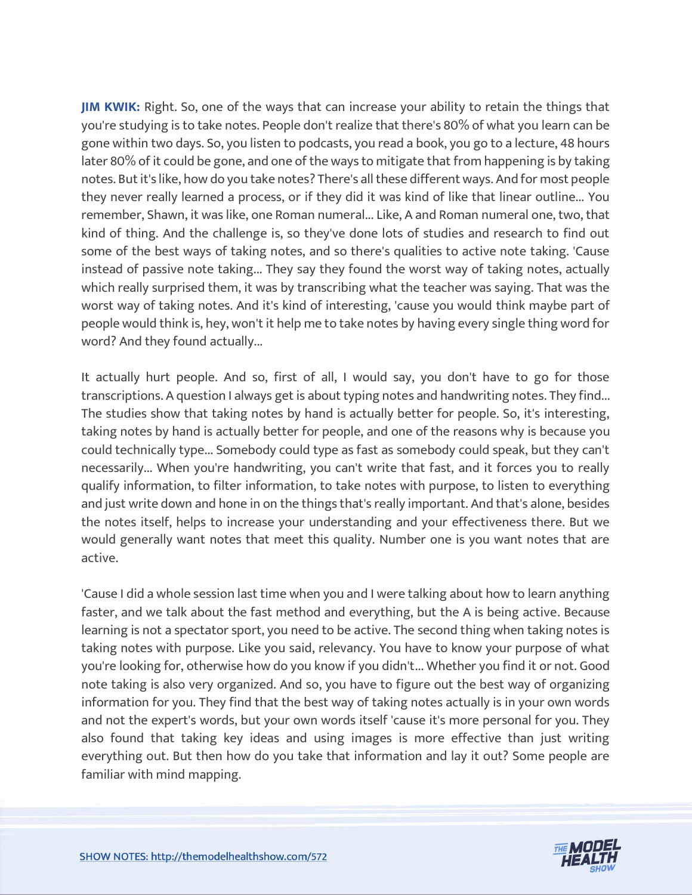**JIM KWIK:** Right. So, one of the ways that can increase your ability to retain the things that you're studying is to take notes. People don't realize that there's 80% of what you learn can be gone within two days. So, you listen to podcasts, you read a book, you go to a lecture, 48 hours later 80% of it could be gone, and one of the ways to mitigate that from happening is by taking notes. But it's like, how do you take notes? There's all these different ways. And for most people they never really learned a process, or if they did it was kind of like that linear outline... You remember, Shawn, it was like, one Roman numeral... Like, A and Roman numeral one, two, that kind of thing. And the challenge is, so they've done lots of studies and research to find out some of the best ways of taking notes, and so there's qualities to active note taking. 'Cause instead of passive note taking... They say they found the worst way of taking notes, actually which really surprised them, it was by transcribing what the teacher was saying. That was the worst way of taking notes. And it's kind of interesting, 'cause you would think maybe part of people would think is, hey, won't it help me to take notes by having every single thing word for word? And they found actually...

It actually hurt people. And so, first of all, I would say, you don't have to go for those transcriptions. A question I always get is about typing notes and handwriting notes. They find... The studies show that taking notes by hand is actually better for people. So, it's interesting, taking notes by hand is actually better for people, and one of the reasons why is because you could technically type... Somebody could type as fast as somebody could speak, but they can't necessarily... When you're handwriting, you can't write that fast, and it forces you to really qualify information, to filter information, to take notes with purpose, to listen to everything and just write down and hone in on the things that's really important. And that's alone, besides the notes itself, helps to increase your understanding and your effectiveness there. But we would generally want notes that meet this quality. Number one is you want notes that are active.

'Cause I did a whole session last time when you and I were talking about how to learn anything faster, and we talk about the fast method and everything, but the A is being active. Because learning is not a spectator sport, you need to be active. The second thing when taking notes is taking notes with purpose. Like you said, relevancy. You have to know your purpose of what you're looking for, otherwise how do you know if you didn't... Whether you find it or not. Good note taking is also very organized. And so, you have to figure out the best way of organizing information for you. They find that the best way of taking notes actually is in your own words and not the expert's words, but your own words itself 'cause it's more personal for you. They also found that taking key ideas and using images is more effective than just writing everything out. But then how do you take that information and lay it out? Some people are familiar with mind mapping.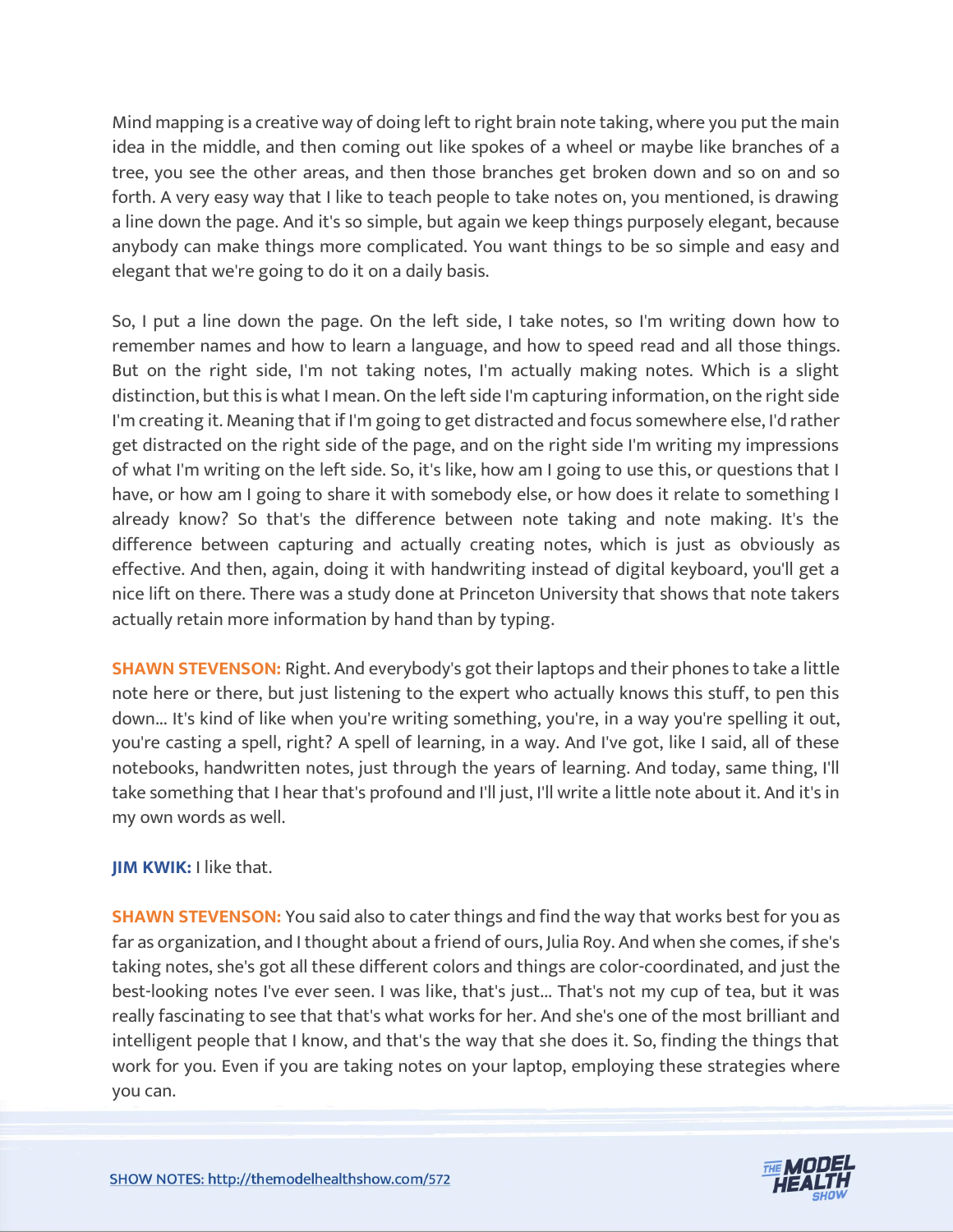Mind mapping is a creative way of doing left to right brain note taking, where you put the main idea in the middle, and then coming out like spokes of a wheel or maybe like branches of a tree, you see the other areas, and then those branches get broken down and so on and so forth. A very easy way that I like to teach people to take notes on, you mentioned, is drawing a line down the page. And it's so simple, but again we keep things purposely elegant, because anybody can make things more complicated. You want things to be so simple and easy and elegant that we're going to do it on a daily basis.

So, I put a line down the page. On the left side, I take notes, so I'm writing down how to remember names and how to learn a language, and how to speed read and all those things. But on the right side, I'm not taking notes, I'm actually making notes. Which is a slight distinction, but this is what I mean. On the left side I'm capturing information, on the right side I'm creating it. Meaning that if I'm going to get distracted and focus somewhere else, I'd rather get distracted on the right side of the page, and on the right side I'm writing my impressions of what I'm writing on the left side. So, it's like, how am I going to use this, or questions that I have, or how am I going to share it with somebody else, or how does it relate to something I already know? So that's the difference between note taking and note making. It's the difference between capturing and actually creating notes, which is just as obviously as effective. And then, again, doing it with handwriting instead of digital keyboard, you'll get a nice lift on there. There was a study done at Princeton University that shows that note takers actually retain more information by hand than by typing.

**SHAWN STEVENSON:** Right. And everybody's got their laptops and their phones to take a little note here or there, but just listening to the expert who actually knows this stuff, to pen this down... It's kind of like when you're writing something, you're, in a way you're spelling it out, you're casting a spell, right? A spell of learning, in a way. And I've got, like I said, all of these notebooks, handwritten notes, just through the years of learning. And today, same thing, I'll take something that I hear that's profound and I'll just, I'll write a little note about it. And it's in my own words as well.

**JIM KWIK:** I like that.

**SHAWN STEVENSON:** You said also to cater things and find the way that works best for you as far as organization, and I thought about a friend of ours, Julia Roy. And when she comes, if she's taking notes, she's got all these different colors and things are color-coordinated, and just the best-looking notes I've ever seen. I was like, that's just... That's not my cup of tea, but it was really fascinating to see that that's what works for her. And she's one of the most brilliant and intelligent people that I know, and that's the way that she does it. So, finding the things that work for you. Even if you are taking notes on your laptop, employing these strategies where you can.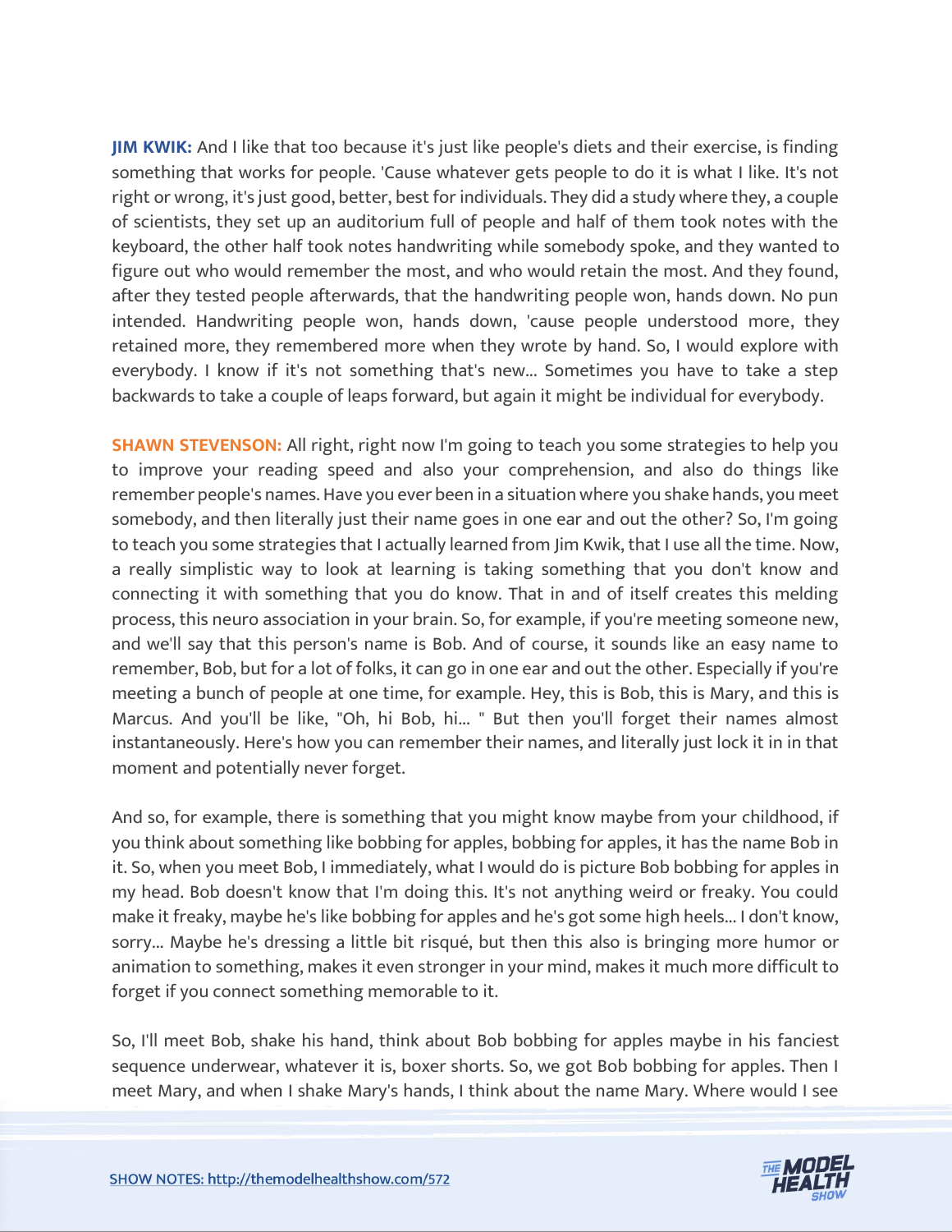**JIM KWIK:** And I like that too because it's just like people's diets and their exercise, is finding something that works for people. 'Cause whatever gets people to do it is what I like. It's not right or wrong, it's just good, better, best for individuals. They did a study where they, a couple of scientists, they set up an auditorium full of people and half of them took notes with the keyboard, the other half took notes handwriting while somebody spoke, and they wanted to figure out who would remember the most, and who would retain the most. And they found, after they tested people afterwards, that the handwriting people won, hands down. No pun intended. Handwriting people won, hands down, 'cause people understood more, they retained more, they remembered more when they wrote by hand. So, I would explore with everybody. I know if it's not something that's new... Sometimes you have to take a step backwards to take a couple of leaps forward, but again it might be individual for everybody.

**SHAWN STEVENSON:** All right, right now I'm going to teach you some strategies to help you to improve your reading speed and also your comprehension, and also do things like remember people's names. Have you ever been in a situation where you shake hands, you meet somebody, and then literally just their name goes in one ear and out the other? So, I'm going to teach you some strategies that I actually learned from Jim Kwik, that I use all the time. Now, a really simplistic way to look at learning is taking something that you don't know and connecting it with something that you do know. That in and of itself creates this melding process, this neuro association in your brain. So, for example, if you're meeting someone new, and we'll say that this person's name is Bob. And of course, it sounds like an easy name to remember, Bob, but for a lot of folks, it can go in one ear and out the other. Especially if you're meeting a bunch of people at one time, for example. Hey, this is Bob, this is Mary, and this is Marcus. And you'll be like, "Oh, hi Bob, hi... " But then you'll forget their names almost instantaneously. Here's how you can remember their names, and literally just lock it in in that moment and potentially never forget.

And so, for example, there is something that you might know maybe from your childhood, if you think about something like bobbing for apples, bobbing for apples, it has the name Bob in it. So, when you meet Bob, I immediately, what I would do is picture Bob bobbing for apples in my head. Bob doesn't know that I'm doing this. It's not anything weird or freaky. You could make it freaky, maybe he's like bobbing for apples and he's got some high heels... I don't know, sorry... Maybe he's dressing a little bit risqué, but then this also is bringing more humor or animation to something, makes it even stronger in your mind, makes it much more difficult to forget if you connect something memorable to it.

So, I'll meet Bob, shake his hand, think about Bob bobbing for apples maybe in his fanciest sequence underwear, whatever it is, boxer shorts. So, we got Bob bobbing for apples. Then I meet Mary, and when I shake Mary's hands, I think about the name Mary. Where would I see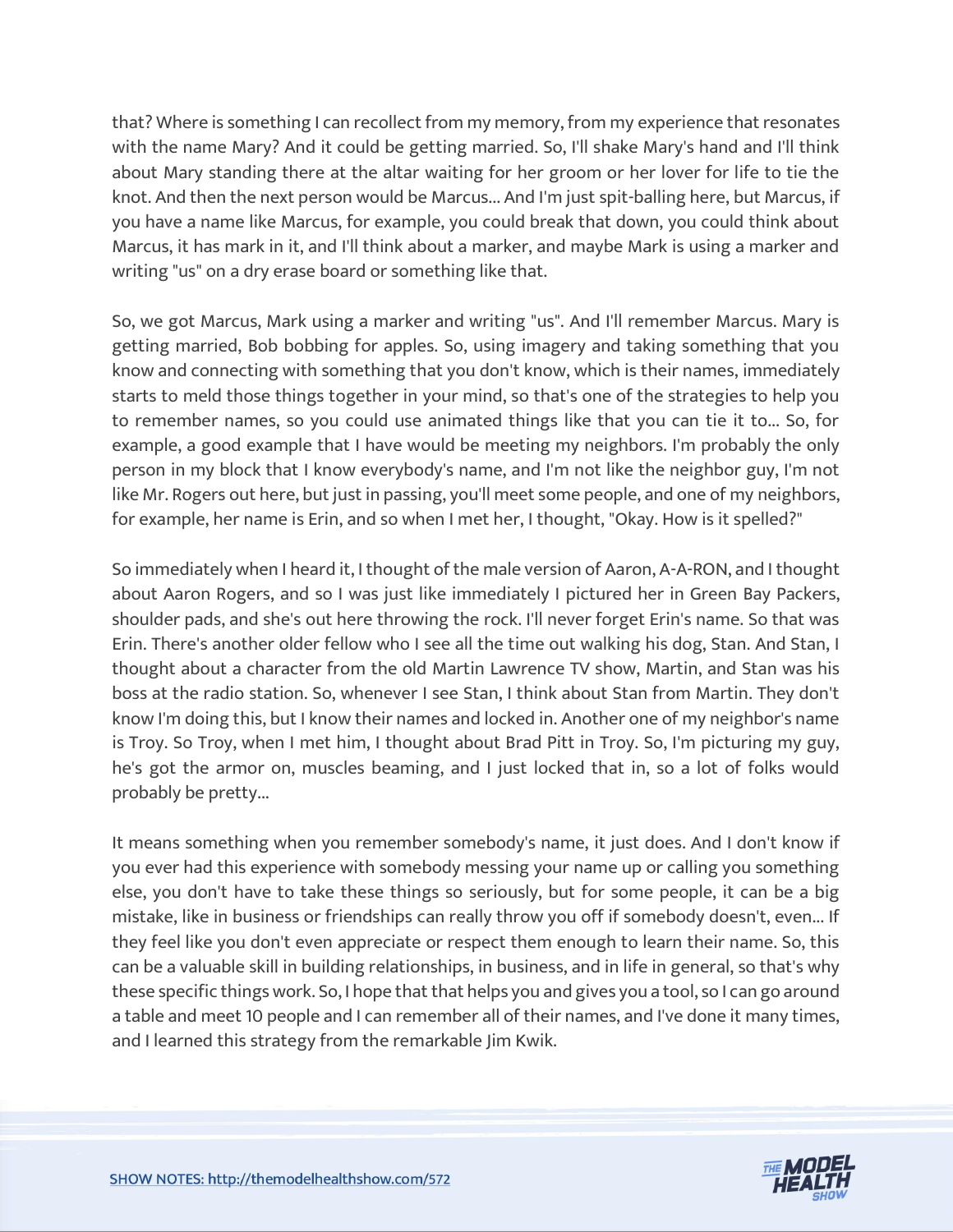that? Where is something I can recollect from my memory, from my experience that resonates with the name Mary? And it could be getting married. So, I'll shake Mary's hand and I'll think about Mary standing there at the altar waiting for her groom or her lover for life to tie the knot. And then the next person would be Marcus... And I'm just spit-balling here, but Marcus, if you have a name like Marcus, for example, you could break that down, you could think about Marcus, it has mark in it, and I'll think about a marker, and maybe Mark is using a marker and writing "us" on a dry erase board or something like that.

So, we got Marcus, Mark using a marker and writing "us". And I'll remember Marcus. Mary is getting married, Bob bobbing for apples. So, using imagery and taking something that you know and connecting with something that you don't know, which is their names, immediately starts to meld those things together in your mind, so that's one of the strategies to help you to remember names, so you could use animated things like that you can tie it to... So, for example, a good example that I have would be meeting my neighbors. I'm probably the only person in my block that I know everybody's name, and I'm not like the neighbor guy, I'm not like Mr. Rogers out here, but just in passing, you'll meet some people, and one of my neighbors, for example, her name is Erin, and so when I met her, I thought, "Okay. How is it spelled?"

So immediately when I heard it, I thought of the male version of Aaron, A-A-RON, and I thought about Aaron Rogers, and so I was just like immediately I pictured her in Green Bay Packers, shoulder pads, and she's out here throwing the rock. I'll never forget Erin's name. So that was Erin. There's another older fellow who I see all the time out walking his dog, Stan. And Stan, I thought about a character from the old Martin Lawrence TV show, Martin, and Stan was his boss at the radio station. So, whenever I see Stan, I think about Stan from Martin. They don't know I'm doing this, but I know their names and locked in. Another one of my neighbor's name is Troy. So Troy, when I met him, I thought about Brad Pitt in Troy. So, I'm picturing my guy, he's got the armor on, muscles beaming, and I just locked that in, so a lot of folks would probably be pretty...

It means something when you remember somebody's name, it just does. And I don't know if you ever had this experience with somebody messing your name up or calling you something else, you don't have to take these things so seriously, but for some people, it can be a big mistake, like in business or friendships can really throw you off if somebody doesn't, even... If they feel like you don't even appreciate or respect them enough to learn their name. So, this can be a valuable skill in building relationships, in business, and in life in general, so that's why these specific things work. So, I hope that that helps you and gives you a tool, so I can go around a table and meet 10 people and I can remember all of their names, and I've done it many times, and I learned this strategy from the remarkable Jim Kwik.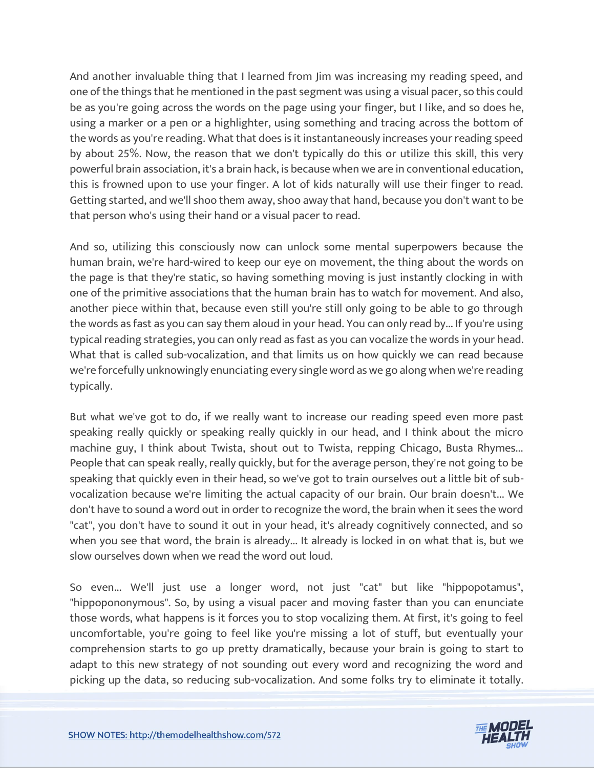And another invaluable thing that I learned from Jim was increasing my reading speed, and one of the things that he mentioned in the past segment was using a visual pacer, so this could be as you're going across the words on the page using your finger, but I like, and so does he, using a marker or a pen or a highlighter, using something and tracing across the bottom of the words as you're reading. What that does is it instantaneously increases your reading speed by about 25%. Now, the reason that we don't typically do this or utilize this skill, this very powerful brain association, it's a brain hack, is because when we are in conventional education, this is frowned upon to use your finger. A lot of kids naturally will use their finger to read. Getting started, and we'll shoo them away, shoo away that hand, because you don't want to be that person who's using their hand or a visual pacer to read.

And so, utilizing this consciously now can unlock some mental superpowers because the human brain, we're hard-wired to keep our eye on movement, the thing about the words on the page is that they're static, so having something moving is just instantly clocking in with one of the primitive associations that the human brain has to watch for movement. And also, another piece within that, because even still you're still only going to be able to go through the words as fast as you can say them aloud in your head. You can only read by... If you're using typical reading strategies, you can only read as fast as you can vocalize the words in your head. What that is called sub-vocalization, and that limits us on how quickly we can read because we're forcefully unknowingly enunciating every single word as we go along when we're reading typically.

But what we've got to do, if we really want to increase our reading speed even more past speaking really quickly or speaking really quickly in our head, and I think about the micro machine guy, I think about Twista, shout out to Twista, repping Chicago, Busta Rhymes... People that can speak really, really quickly, but for the average person, they're not going to be speaking that quickly even in their head, so we've got to train ourselves out a little bit of sub-vocalization because we're limiting the actual capacity of our brain. Our brain doesn't... We don't have to sound a word out in order to recognize the word, the brain when it sees the word "cat", you don't have to sound it out in your head, it's already cognitively connected, and so when you see that word, the brain is already... It already is locked in on what that is, but we slow ourselves down when we read the word out loud.

So even... We'll just use a longer word, not just "cat" but like "hippopotamus", "hippopononymous". So, by using a visual pacer and moving faster than you can enunciate those words, what happens is it forces you to stop vocalizing them. At first, it's going to feel uncomfortable, you're going to feel like you're missing a lot of stuff, but eventually your comprehension starts to go up pretty dramatically, because your brain is going to start to adapt to this new strategy of not sounding out every word and recognizing the word and picking up the data, so reducing sub-vocalization. And some folks try to eliminate it totally.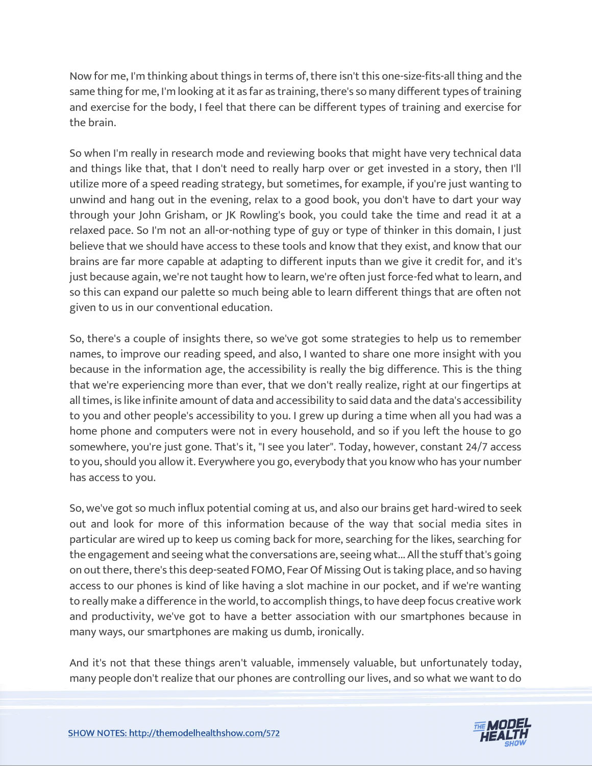Now for me, I'm thinking about things in terms of, there isn't this one-size-fits-all thing and the same thing for me, I'm looking at it as far as training, there's so many different types of training and exercise for the body, I feel that there can be different types of training and exercise for the brain.

So when I'm really in research mode and reviewing books that might have very technical data and things like that, that I don't need to really harp over or get invested in a story, then I'll utilize more of a speed reading strategy, but sometimes, for example, if you're just wanting to unwind and hang out in the evening, relax to a good book, you don't have to dart your way through your John Grisham, or JK Rowling's book, you could take the time and read it at a relaxed pace. So I'm not an all-or-nothing type of guy or type of thinker in this domain, I just believe that we should have access to these tools and know that they exist, and know that our brains are far more capable at adapting to different inputs than we give it credit for, and it's just because again, we're not taught how to learn, we're often just force-fed what to learn, and so this can expand our palette so much being able to learn different things that are often not given to us in our conventional education.

So, there's a couple of insights there, so we've got some strategies to help us to remember names, to improve our reading speed, and also, I wanted to share one more insight with you because in the information age, the accessibility is really the big difference. This is the thing that we're experiencing more than ever, that we don't really realize, right at our fingertips at all times, is like infinite amount of data and accessibility to said data and the data's accessibility to you and other people's accessibility to you. I grew up during a time when all you had was a home phone and computers were not in every household, and so if you left the house to go somewhere, you're just gone. That's it, "I see you later". Today, however, constant 24/7 access to you, should you allow it. Everywhere you go, everybody that you know who has your number has access to you.

So, we've got so much influx potential coming at us, and also our brains get hard-wired to seek out and look for more of this information because of the way that social media sites in particular are wired up to keep us coming back for more, searching for the likes, searching for the engagement and seeing what the conversations are, seeing what... All the stuff that's going on out there, there's this deep-seated FOMO, Fear Of Missing Out is taking place, and so having access to our phones is kind of like having a slot machine in our pocket, and if we're wanting to really make a difference in the world, to accomplish things, to have deep focus creative work and productivity, we've got to have a better association with our smartphones because in many ways, our smartphones are making us dumb, ironically.

And it's not that these things aren't valuable, immensely valuable, but unfortunately today, many people don't realize that our phones are controlling our lives, and so what we want to do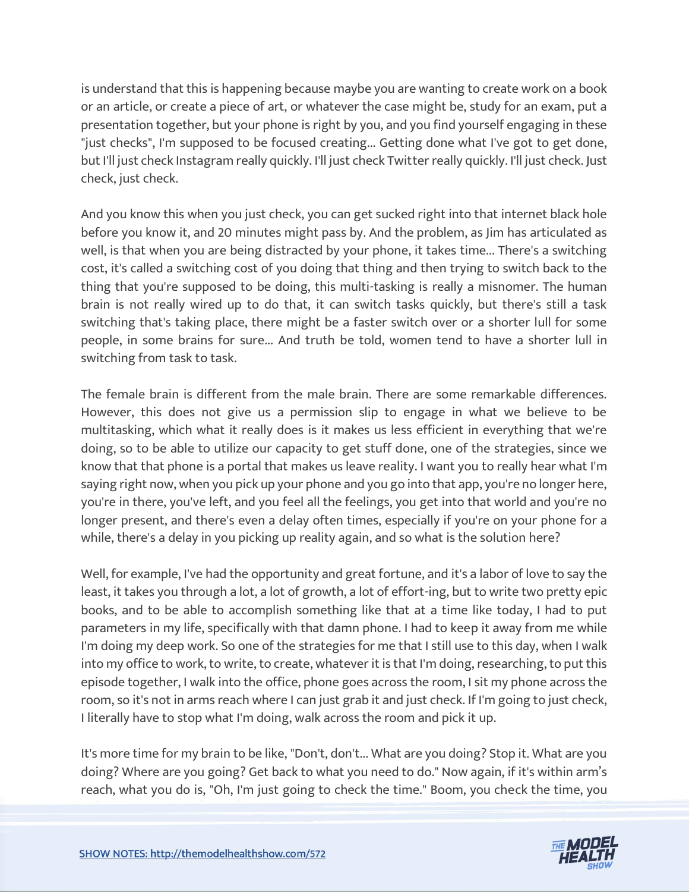is understand that this is happening because maybe you are wanting to create work on a book or an article, or create a piece of art, or whatever the case might be, study for an exam, put a presentation together, but your phone is right by you, and you find yourself engaging in these "just checks", I'm supposed to be focused creating... Getting done what I've got to get done, but I'll just check Instagram really quickly. I'll just check Twitter really quickly. I'll just check. Just check, just check.

And you know this when you just check, you can get sucked right into that internet black hole before you know it, and 20 minutes might pass by. And the problem, as Jim has articulated as well, is that when you are being distracted by your phone, it takes time... There's a switching cost, it's called a switching cost of you doing that thing and then trying to switch back to the thing that you're supposed to be doing, this multi-tasking is really a misnomer. The human brain is not really wired up to do that, it can switch tasks quickly, but there's still a task switching that's taking place, there might be a faster switch over or a shorter lull for some people, in some brains for sure... And truth be told, women tend to have a shorter lull in switching from task to task.

The female brain is different from the male brain. There are some remarkable differences. However, this does not give us a permission slip to engage in what we believe to be multitasking, which what it really does is it makes us less efficient in everything that we're doing, so to be able to utilize our capacity to get stuff done, one of the strategies, since we know that that phone is a portal that makes us leave reality. I want you to really hear what I'm saying right now, when you pick up your phone and you go into that app, you're no longer here, you're in there, you've left, and you feel all the feelings, you get into that world and you're no longer present, and there's even a delay often times, especially if you're on your phone for a while, there's a delay in you picking up reality again, and so what is the solution here?

Well, for example, I've had the opportunity and great fortune, and it's a labor of love to say the least, it takes you through a lot, a lot of growth, a lot of effort-ing, but to write two pretty epic books, and to be able to accomplish something like that at a time like today, I had to put parameters in my life, specifically with that damn phone. I had to keep it away from me while I'm doing my deep work. So one of the strategies for me that I still use to this day, when I walk into my office to work, to write, to create, whatever it is that I'm doing, researching, to put this episode together, I walk into the office, phone goes across the room, I sit my phone across the room, so it's not in arms reach where I can just grab it and just check. If I'm going to just check, I literally have to stop what I'm doing, walk across the room and pick it up.

It's more time for my brain to be like, "Don't, don't... What are you doing? Stop it. What are you doing? Where are you going? Get back to what you need to do." Now again, if it's within arm's reach, what you do is, "Oh, I'm just going to check the time." Boom, you check the time, you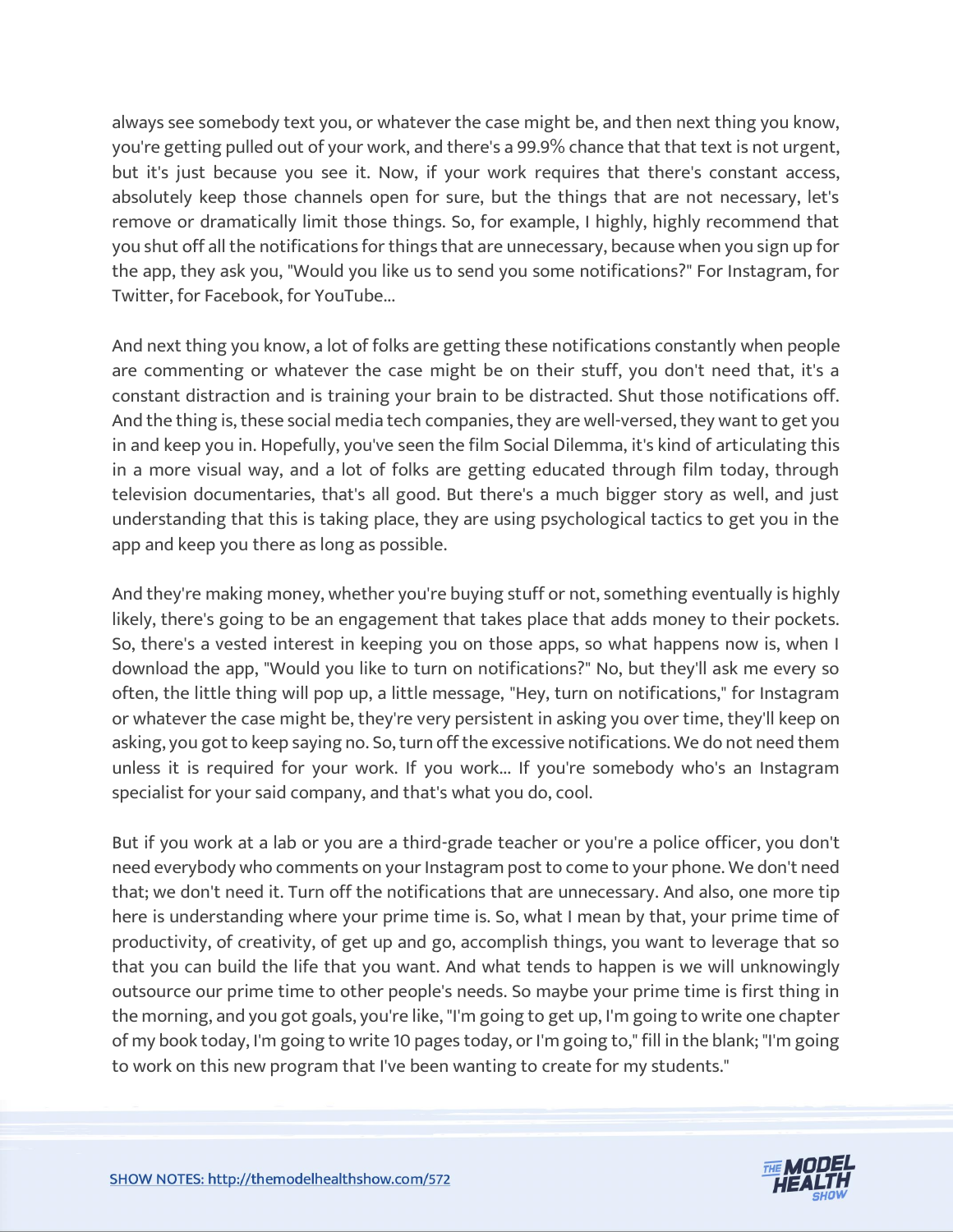always see somebody text you, or whatever the case might be, and then next thing you know, you're getting pulled out of your work, and there's a 99.9% chance that that text is not urgent, but it's just because you see it. Now, if your work requires that there's constant access, absolutely keep those channels open for sure, but the things that are not necessary, let's remove or dramatically limit those things. So, for example, I highly, highly recommend that you shut off all the notifications for things that are unnecessary, because when you sign up for the app, they ask you, "Would you like us to send you some notifications?" For Instagram, for Twitter, for Facebook, for YouTube...

And next thing you know, a lot of folks are getting these notifications constantly when people are commenting or whatever the case might be on their stuff, you don't need that, it's a constant distraction and is training your brain to be distracted. Shut those notifications off. And the thing is, these social media tech companies, they are well-versed, they want to get you in and keep you in. Hopefully, you've seen the film Social Dilemma, it's kind of articulating this in a more visual way, and a lot of folks are getting educated through film today, through television documentaries, that's all good. But there's a much bigger story as well, and just understanding that this is taking place, they are using psychological tactics to get you in the app and keep you there as long as possible.

And they're making money, whether you're buying stuff or not, something eventually is highly likely, there's going to be an engagement that takes place that adds money to their pockets. So, there's a vested interest in keeping you on those apps, so what happens now is, when I download the app, "Would you like to turn on notifications?" No, but they'll ask me every so often, the little thing will pop up, a little message, "Hey, turn on notifications," for Instagram or whatever the case might be, they're very persistent in asking you over time, they'll keep on asking, you got to keep saying no. So, turn off the excessive notifications. We do not need them unless it is required for your work. If you work... If you're somebody who's an Instagram specialist for your said company, and that's what you do, cool.

But if you work at a lab or you are a third-grade teacher or you're a police officer, you don't need everybody who comments on your Instagram post to come to your phone. We don't need that; we don't need it. Turn off the notifications that are unnecessary. And also, one more tip here is understanding where your prime time is. So, what I mean by that, your prime time of productivity, of creativity, of get up and go, accomplish things, you want to leverage that so that you can build the life that you want. And what tends to happen is we will unknowingly outsource our prime time to other people's needs. So maybe your prime time is first thing in the morning, and you got goals, you're like, "I'm going to get up, I'm going to write one chapter of my book today, I'm going to write 10 pages today, or I'm going to," fill in the blank; "I'm going to work on this new program that I've been wanting to create for my students."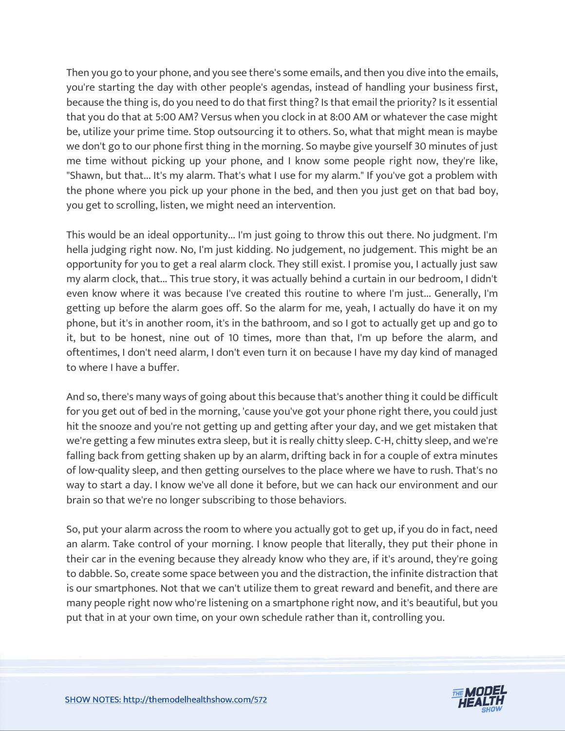Then you go to your phone, and you see there's some emails, and then you dive into the emails, you're starting the day with other people's agendas, instead of handling your business first, because the thing is, do you need to do that first thing? Is that email the priority? Is it essential that you do that at 5:00 AM? Versus when you clock in at 8:00 AM or whatever the case might be, utilize your prime time. Stop outsourcing it to others. So, what that might mean is maybe we don't go to our phone first thing in the morning. So maybe give yourself 30 minutes of just me time without picking up your phone, and I know some people right now, they're like, "Shawn, but that... It's my alarm. That's what I use for my alarm." If you've got a problem with the phone where you pick up your phone in the bed, and then you just get on that bad boy, you get to scrolling, listen, we might need an intervention.

This would be an ideal opportunity... I'm just going to throw this out there. No judgment. I'm hella judging right now. No, I'm just kidding. No judgement, no judgement. This might be an opportunity for you to get a real alarm clock. They still exist. I promise you, I actually just saw my alarm clock, that... This true story, it was actually behind a curtain in our bedroom, I didn't even know where it was because I've created this routine to where I'm just... Generally, I'm getting up before the alarm goes off. So the alarm for me, yeah, I actually do have it on my phone, but it's in another room, it's in the bathroom, and so I got to actually get up and go to it, but to be honest, nine out of 10 times, more than that, I'm up before the alarm, and oftentimes, I don't need alarm, I don't even turn it on because I have my day kind of managed to where I have a buffer.

And so, there's many ways of going about this because that's another thing it could be difficult for you get out of bed in the morning, 'cause you've got your phone right there, you could just hit the snooze and you're not getting up and getting after your day, and we get mistaken that we're getting a few minutes extra sleep, but it is really chitty sleep. C-H, chitty sleep, and we're falling back from getting shaken up by an alarm, drifting back in for a couple of extra minutes of low-quality sleep, and then getting ourselves to the place where we have to rush. That's no way to start a day. I know we've all done it before, but we can hack our environment and our brain so that we're no longer subscribing to those behaviors.

So, put your alarm across the room to where you actually got to get up, if you do in fact, need an alarm. Take control of your morning. I know people that literally, they put their phone in their car in the evening because they already know who they are, if it's around, they're going to dabble. So, create some space between you and the distraction, the infinite distraction that is our smartphones. Not that we can't utilize them to great reward and benefit, and there are many people right now who're listening on a smartphone right now, and it's beautiful, but you put that in at your own time, on your own schedule rather than it, controlling you.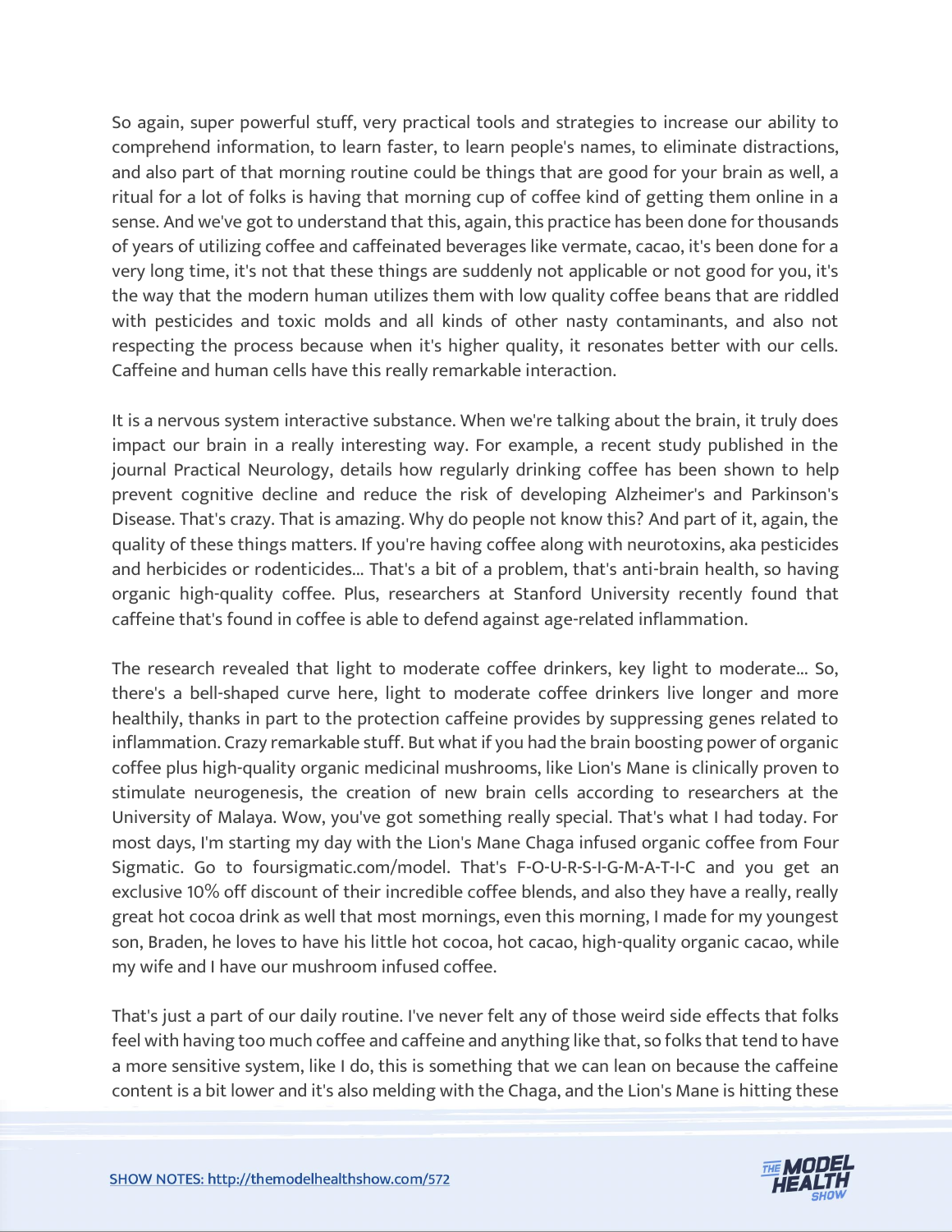So again, super powerful stuff, very practical tools and strategies to increase our ability to comprehend information, to learn faster, to learn people's names, to eliminate distractions, and also part of that morning routine could be things that are good for your brain as well, a ritual for a lot of folks is having that morning cup of coffee kind of getting them online in a sense. And we've got to understand that this, again, this practice has been done for thousands of years of utilizing coffee and caffeinated beverages like vermate, cacao, it's been done for a very long time, it's not that these things are suddenly not applicable or not good for you, it's the way that the modern human utilizes them with low quality coffee beans that are riddled with pesticides and toxic molds and all kinds of other nasty contaminants, and also not respecting the process because when it's higher quality, it resonates better with our cells. Caffeine and human cells have this really remarkable interaction.

It is a nervous system interactive substance. When we're talking about the brain, it truly does impact our brain in a really interesting way. For example, a recent study published in the journal Practical Neurology, details how regularly drinking coffee has been shown to help prevent cognitive decline and reduce the risk of developing Alzheimer's and Parkinson's Disease. That's crazy. That is amazing. Why do people not know this? And part of it, again, the quality of these things matters. If you're having coffee along with neurotoxins, aka pesticides and herbicides or rodenticides... That's a bit of a problem, that's anti-brain health, so having organic high-quality coffee. Plus, researchers at Stanford University recently found that caffeine that's found in coffee is able to defend against age-related inflammation.

The research revealed that light to moderate coffee drinkers, key light to moderate... So, there's a bell-shaped curve here, light to moderate coffee drinkers live longer and more healthily, thanks in part to the protection caffeine provides by suppressing genes related to inflammation. Crazy remarkable stuff. But what if you had the brain boosting power of organic coffee plus high-quality organic medicinal mushrooms, like Lion's Mane is clinically proven to stimulate neurogenesis, the creation of new brain cells according to researchers at the University of Malaya. Wow, you've got something really special. That's what I had today. For most days, I'm starting my day with the Lion's Mane Chaga infused organic coffee from Four Sigmatic. Go to foursigmatic.com/model. That's F-O-U-R-S-I-G-M-A-T-I-C and you get an exclusive 10% off discount of their incredible coffee blends, and also they have a really, really great hot cocoa drink as well that most mornings, even this morning, I made for my youngest son, Braden, he loves to have his little hot cocoa, hot cacao, high-quality organic cacao, while my wife and I have our mushroom infused coffee.

That's just a part of our daily routine. I've never felt any of those weird side effects that folks feel with having too much coffee and caffeine and anything like that, so folks that tend to have a more sensitive system, like I do, this is something that we can lean on because the caffeine content is a bit lower and it's also melding with the Chaga, and the Lion's Mane is hitting these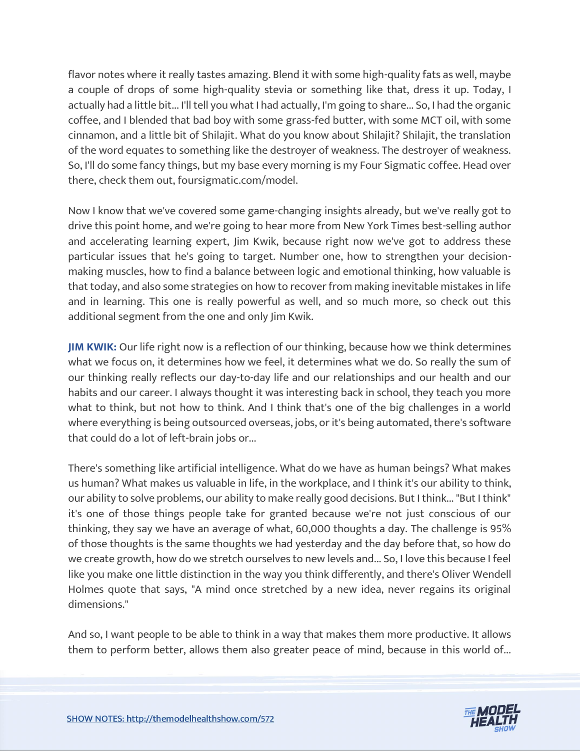flavor notes where it really tastes amazing. Blend it with some high-quality fats as well, maybe a couple of drops of some high-quality stevia or something like that, dress it up. Today, I actually had a little bit... I'll tell you what I had actually, I'm going to share... So, I had the organic coffee, and I blended that bad boy with some grass-fed butter, with some MCT oil, with some cinnamon, and a little bit of Shilajit. What do you know about Shilajit? Shilajit, the translation of the word equates to something like the destroyer of weakness. The destroyer of weakness. So, I'll do some fancy things, but my base every morning is my Four Sigmatic coffee. Head over there, check them out, foursigmatic.com/model.

Now I know that we've covered some game-changing insights already, but we've really got to drive this point home, and we're going to hear more from New York Times best-selling author and accelerating learning expert, Jim Kwik, because right now we've got to address these particular issues that he's going to target. Number one, how to strengthen your decision-making muscles, how to find a balance between logic and emotional thinking, how valuable is that today, and also some strategies on how to recover from making inevitable mistakes in life and in learning. This one is really powerful as well, and so much more, so check out this additional segment from the one and only Jim Kwik.

**JIM KWIK:** Our life right now is a reflection of our thinking, because how we think determines what we focus on, it determines how we feel, it determines what we do. So really the sum of our thinking really reflects our day-to-day life and our relationships and our health and our habits and our career. I always thought it was interesting back in school, they teach you more what to think, but not how to think. And I think that's one of the big challenges in a world where everything is being outsourced overseas, jobs, or it's being automated, there's software that could do a lot of left-brain jobs or...

There's something like artificial intelligence. What do we have as human beings? What makes us human? What makes us valuable in life, in the workplace, and I think it's our ability to think, our ability to solve problems, our ability to make really good decisions. But I think... "But I think" it's one of those things people take for granted because we're not just conscious of our thinking, they say we have an average of what, 60,000 thoughts a day. The challenge is 95% of those thoughts is the same thoughts we had yesterday and the day before that, so how do we create growth, how do we stretch ourselves to new levels and... So, I love this because I feel like you make one little distinction in the way you think differently, and there's Oliver Wendell Holmes quote that says, "A mind once stretched by a new idea, never regains its original dimensions."

And so, I want people to be able to think in a way that makes them more productive. It allows them to perform better, allows them also greater peace of mind, because in this world of...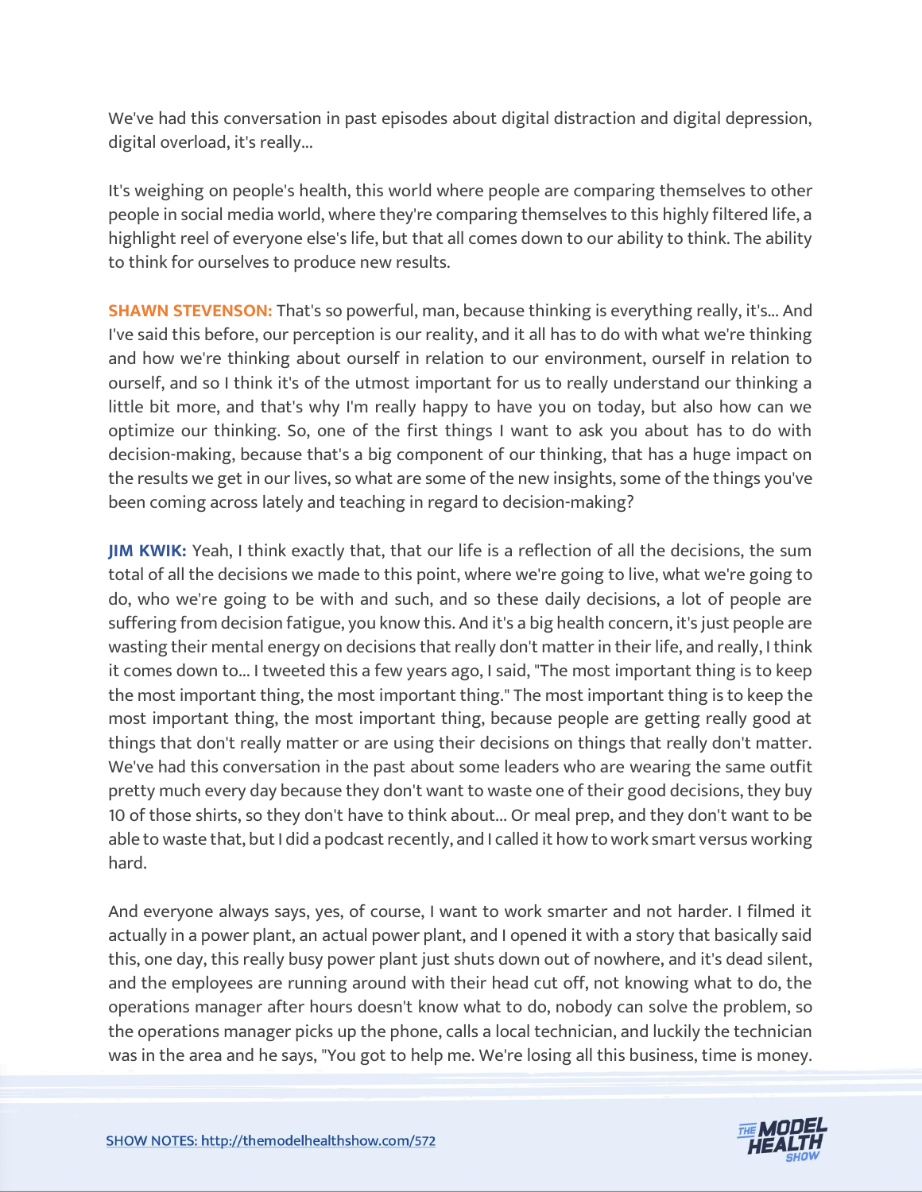We've had this conversation in past episodes about digital distraction and digital depression, digital overload, it's really...

It's weighing on people's health, this world where people are comparing themselves to other people in social media world, where they're comparing themselves to this highly filtered life, a highlight reel of everyone else's life, but that all comes down to our ability to think. The ability to think for ourselves to produce new results.

**SHAWN STEVENSON:** That's so powerful, man, because thinking is everything really, it's... And I've said this before, our perception is our reality, and it all has to do with what we're thinking and how we're thinking about ourself in relation to our environment, ourself in relation to ourself, and so I think it's of the utmost important for us to really understand our thinking a little bit more, and that's why I'm really happy to have you on today, but also how can we optimize our thinking. So, one of the first things I want to ask you about has to do with decision-making, because that's a big component of our thinking, that has a huge impact on the results we get in our lives, so what are some of the new insights, some of the things you've been coming across lately and teaching in regard to decision-making?

**JIM KWIK:** Yeah, I think exactly that, that our life is a reflection of all the decisions, the sum total of all the decisions we made to this point, where we're going to live, what we're going to do, who we're going to be with and such, and so these daily decisions, a lot of people are suffering from decision fatigue, you know this. And it's a big health concern, it's just people are wasting their mental energy on decisions that really don't matter in their life, and really, I think it comes down to... I tweeted this a few years ago, I said, "The most important thing is to keep the most important thing, the most important thing." The most important thing is to keep the most important thing, the most important thing, because people are getting really good at things that don't really matter or are using their decisions on things that really don't matter. We've had this conversation in the past about some leaders who are wearing the same outfit pretty much every day because they don't want to waste one of their good decisions, they buy 10 of those shirts, so they don't have to think about... Or meal prep, and they don't want to be able to waste that, but I did a podcast recently, and I called it how to work smart versus working hard.

And everyone always says, yes, of course, I want to work smarter and not harder. I filmed it actually in a power plant, an actual power plant, and I opened it with a story that basically said this, one day, this really busy power plant just shuts down out of nowhere, and it's dead silent, and the employees are running around with their head cut off, not knowing what to do, the operations manager after hours doesn't know what to do, nobody can solve the problem, so the operations manager picks up the phone, calls a local technician, and luckily the technician was in the area and he says, "You got to help me. We're losing all this business, time is money.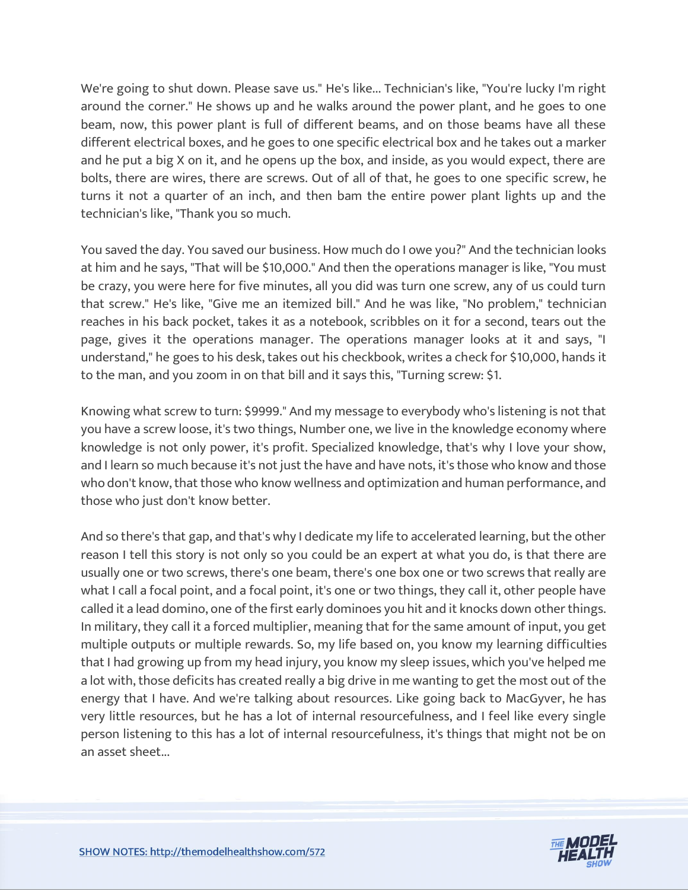We're going to shut down. Please save us." He's like... Technician's like, "You're lucky I'm right around the corner." He shows up and he walks around the power plant, and he goes to one beam, now, this power plant is full of different beams, and on those beams have all these different electrical boxes, and he goes to one specific electrical box and he takes out a marker and he put a big X on it, and he opens up the box, and inside, as you would expect, there are bolts, there are wires, there are screws. Out of all of that, he goes to one specific screw, he turns it not a quarter of an inch, and then bam the entire power plant lights up and the technician's like, "Thank you so much.

You saved the day. You saved our business. How much do I owe you?" And the technician looks at him and he says, "That will be $10,000." And then the operations manager is like, "You must be crazy, you were here for five minutes, all you did was turn one screw, any of us could turn that screw." He's like, "Give me an itemized bill." And he was like, "No problem," technician reaches in his back pocket, takes it as a notebook, scribbles on it for a second, tears out the page, gives it the operations manager. The operations manager looks at it and says, "I understand," he goes to his desk, takes out his checkbook, writes a check for $10,000, hands it to the man, and you zoom in on that bill and it says this, "Turning screw: $1.

Knowing what screw to turn: $9999." And my message to everybody who's listening is not that you have a screw loose, it's two things, Number one, we live in the knowledge economy where knowledge is not only power, it's profit. Specialized knowledge, that's why I love your show, and I learn so much because it's not just the have and have nots, it's those who know and those who don't know, that those who know wellness and optimization and human performance, and those who just don't know better.

And so there's that gap, and that's why I dedicate my life to accelerated learning, but the other reason I tell this story is not only so you could be an expert at what you do, is that there are usually one or two screws, there's one beam, there's one box one or two screws that really are what I call a focal point, and a focal point, it's one or two things, they call it, other people have called it a lead domino, one of the first early dominoes you hit and it knocks down other things. In military, they call it a forced multiplier, meaning that for the same amount of input, you get multiple outputs or multiple rewards. So, my life based on, you know my learning difficulties that I had growing up from my head injury, you know my sleep issues, which you've helped me a lot with, those deficits has created really a big drive in me wanting to get the most out of the energy that I have. And we're talking about resources. Like going back to MacGyver, he has very little resources, but he has a lot of internal resourcefulness, and I feel like every single person listening to this has a lot of internal resourcefulness, it's things that might not be on an asset sheet...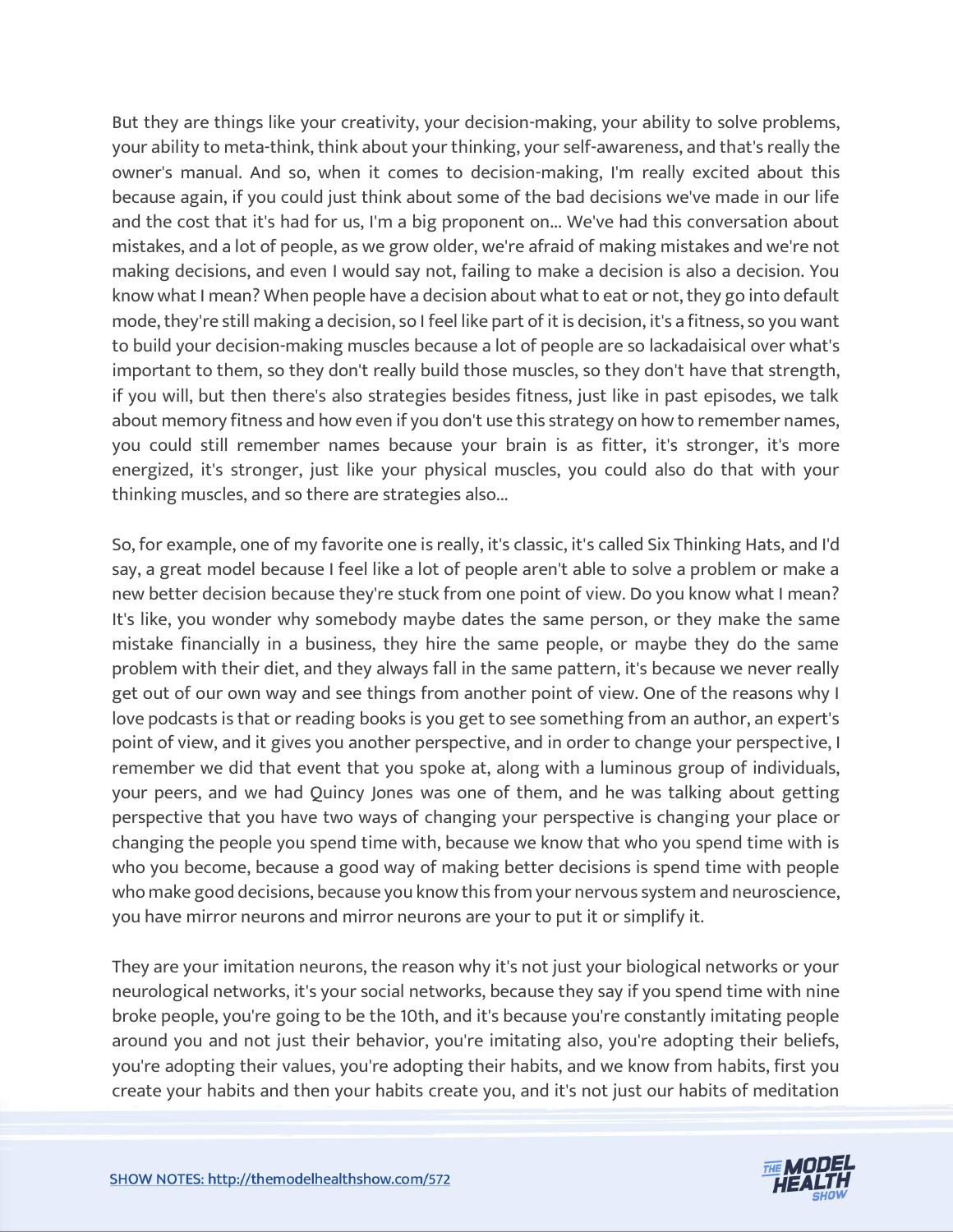But they are things like your creativity, your decision-making, your ability to solve problems, your ability to meta-think, think about your thinking, your self-awareness, and that's really the owner's manual. And so, when it comes to decision-making, I'm really excited about this because again, if you could just think about some of the bad decisions we've made in our life and the cost that it's had for us, I'm a big proponent on... We've had this conversation about mistakes, and a lot of people, as we grow older, we're afraid of making mistakes and we're not making decisions, and even I would say not, failing to make a decision is also a decision. You know what I mean? When people have a decision about what to eat or not, they go into default mode, they're still making a decision, so I feel like part of it is decision, it's a fitness, so you want to build your decision-making muscles because a lot of people are so lackadaisical over what's important to them, so they don't really build those muscles, so they don't have that strength, if you will, but then there's also strategies besides fitness, just like in past episodes, we talk about memory fitness and how even if you don't use this strategy on how to remember names, you could still remember names because your brain is as fitter, it's stronger, it's more energized, it's stronger, just like your physical muscles, you could also do that with your thinking muscles, and so there are strategies also...

So, for example, one of my favorite one is really, it's classic, it's called Six Thinking Hats, and I'd say, a great model because I feel like a lot of people aren't able to solve a problem or make a new better decision because they're stuck from one point of view. Do you know what I mean? It's like, you wonder why somebody maybe dates the same person, or they make the same mistake financially in a business, they hire the same people, or maybe they do the same problem with their diet, and they always fall in the same pattern, it's because we never really get out of our own way and see things from another point of view. One of the reasons why I love podcasts is that or reading books is you get to see something from an author, an expert's point of view, and it gives you another perspective, and in order to change your perspective, I remember we did that event that you spoke at, along with a luminous group of individuals, your peers, and we had Quincy Jones was one of them, and he was talking about getting perspective that you have two ways of changing your perspective is changing your place or changing the people you spend time with, because we know that who you spend time with is who you become, because a good way of making better decisions is spend time with people who make good decisions, because you know this from your nervous system and neuroscience, you have mirror neurons and mirror neurons are your to put it or simplify it.

They are your imitation neurons, the reason why it's not just your biological networks or your neurological networks, it's your social networks, because they say if you spend time with nine broke people, you're going to be the 10th, and it's because you're constantly imitating people around you and not just their behavior, you're imitating also, you're adopting their beliefs, you're adopting their values, you're adopting their habits, and we know from habits, first you create your habits and then your habits create you, and it's not just our habits of meditation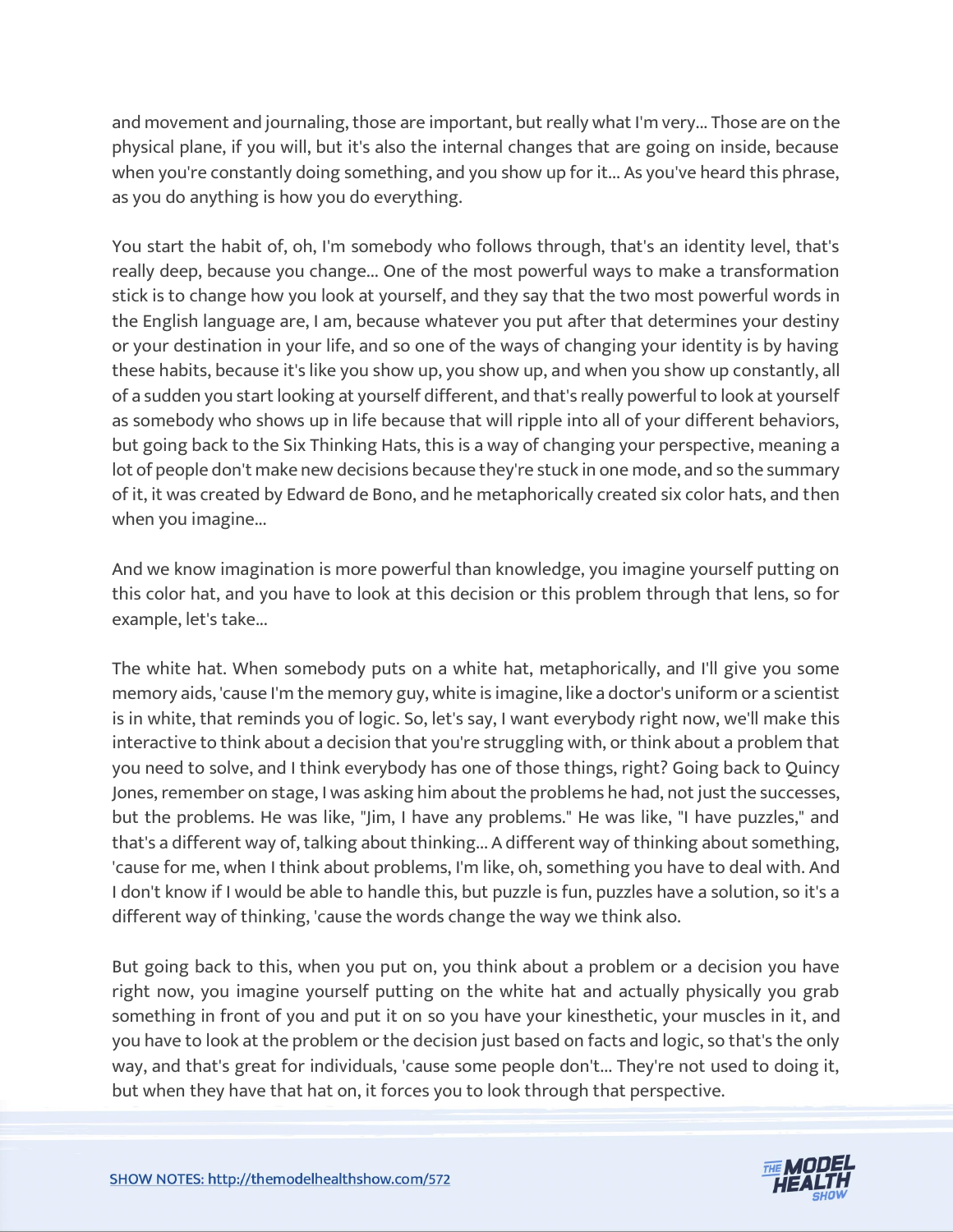and movement and journaling, those are important, but really what I'm very... Those are on the physical plane, if you will, but it's also the internal changes that are going on inside, because when you're constantly doing something, and you show up for it... As you've heard this phrase, as you do anything is how you do everything.

You start the habit of, oh, I'm somebody who follows through, that's an identity level, that's really deep, because you change... One of the most powerful ways to make a transformation stick is to change how you look at yourself, and they say that the two most powerful words in the English language are, I am, because whatever you put after that determines your destiny or your destination in your life, and so one of the ways of changing your identity is by having these habits, because it's like you show up, you show up, and when you show up constantly, all of a sudden you start looking at yourself different, and that's really powerful to look at yourself as somebody who shows up in life because that will ripple into all of your different behaviors, but going back to the Six Thinking Hats, this is a way of changing your perspective, meaning a lot of people don't make new decisions because they're stuck in one mode, and so the summary of it, it was created by Edward de Bono, and he metaphorically created six color hats, and then when you imagine...

And we know imagination is more powerful than knowledge, you imagine yourself putting on this color hat, and you have to look at this decision or this problem through that lens, so for example, let's take...

The white hat. When somebody puts on a white hat, metaphorically, and I'll give you some memory aids, 'cause I'm the memory guy, white is imagine, like a doctor's uniform or a scientist is in white, that reminds you of logic. So, let's say, I want everybody right now, we'll make this interactive to think about a decision that you're struggling with, or think about a problem that you need to solve, and I think everybody has one of those things, right? Going back to Quincy Jones, remember on stage, I was asking him about the problems he had, not just the successes, but the problems. He was like, "Jim, I have any problems." He was like, "I have puzzles," and that's a different way of, talking about thinking... A different way of thinking about something, 'cause for me, when I think about problems, I'm like, oh, something you have to deal with. And I don't know if I would be able to handle this, but puzzle is fun, puzzles have a solution, so it's a different way of thinking, 'cause the words change the way we think also.

But going back to this, when you put on, you think about a problem or a decision you have right now, you imagine yourself putting on the white hat and actually physically you grab something in front of you and put it on so you have your kinesthetic, your muscles in it, and you have to look at the problem or the decision just based on facts and logic, so that's the only way, and that's great for individuals, 'cause some people don't... They're not used to doing it, but when they have that hat on, it forces you to look through that perspective.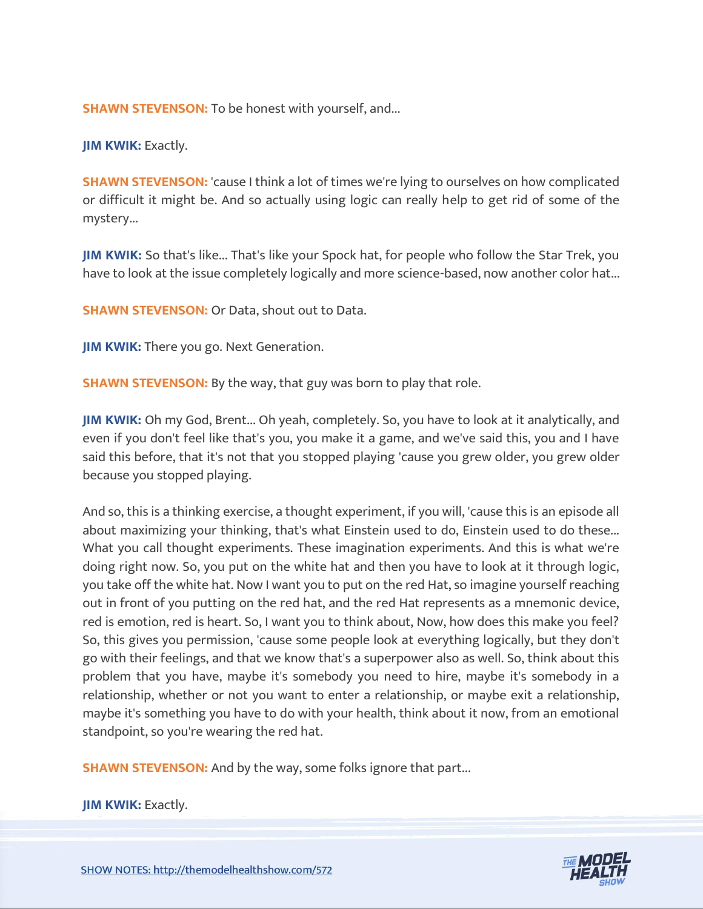**SHAWN STEVENSON:** To be honest with yourself, and...

**JIM KWIK:** Exactly.

**SHAWN STEVENSON:** 'cause I think a lot of times we're lying to ourselves on how complicated or difficult it might be. And so actually using logic can really help to get rid of some of the mystery...

**JIM KWIK:** So that's like... That's like your Spock hat, for people who follow the Star Trek, you have to look at the issue completely logically and more science-based, now another color hat...

**SHAWN STEVENSON:** Or Data, shout out to Data.

**JIM KWIK:** There you go. Next Generation.

**SHAWN STEVENSON:** By the way, that guy was born to play that role.

**JIM KWIK:** Oh my God, Brent... Oh yeah, completely. So, you have to look at it analytically, and even if you don't feel like that's you, you make it a game, and we've said this, you and I have said this before, that it's not that you stopped playing 'cause you grew older, you grew older because you stopped playing.

And so, this is a thinking exercise, a thought experiment, if you will, 'cause this is an episode all about maximizing your thinking, that's what Einstein used to do, Einstein used to do these... What you call thought experiments. These imagination experiments. And this is what we're doing right now. So, you put on the white hat and then you have to look at it through logic, you take off the white hat. Now I want you to put on the red Hat, so imagine yourself reaching out in front of you putting on the red hat, and the red Hat represents as a mnemonic device, red is emotion, red is heart. So, I want you to think about, Now, how does this make you feel? So, this gives you permission, 'cause some people look at everything logically, but they don't go with their feelings, and that we know that's a superpower also as well. So, think about this problem that you have, maybe it's somebody you need to hire, maybe it's somebody in a relationship, whether or not you want to enter a relationship, or maybe exit a relationship, maybe it's something you have to do with your health, think about it now, from an emotional standpoint, so you're wearing the red hat.

**SHAWN STEVENSON:** And by the way, some folks ignore that part...

**JIM KWIK:** Exactly.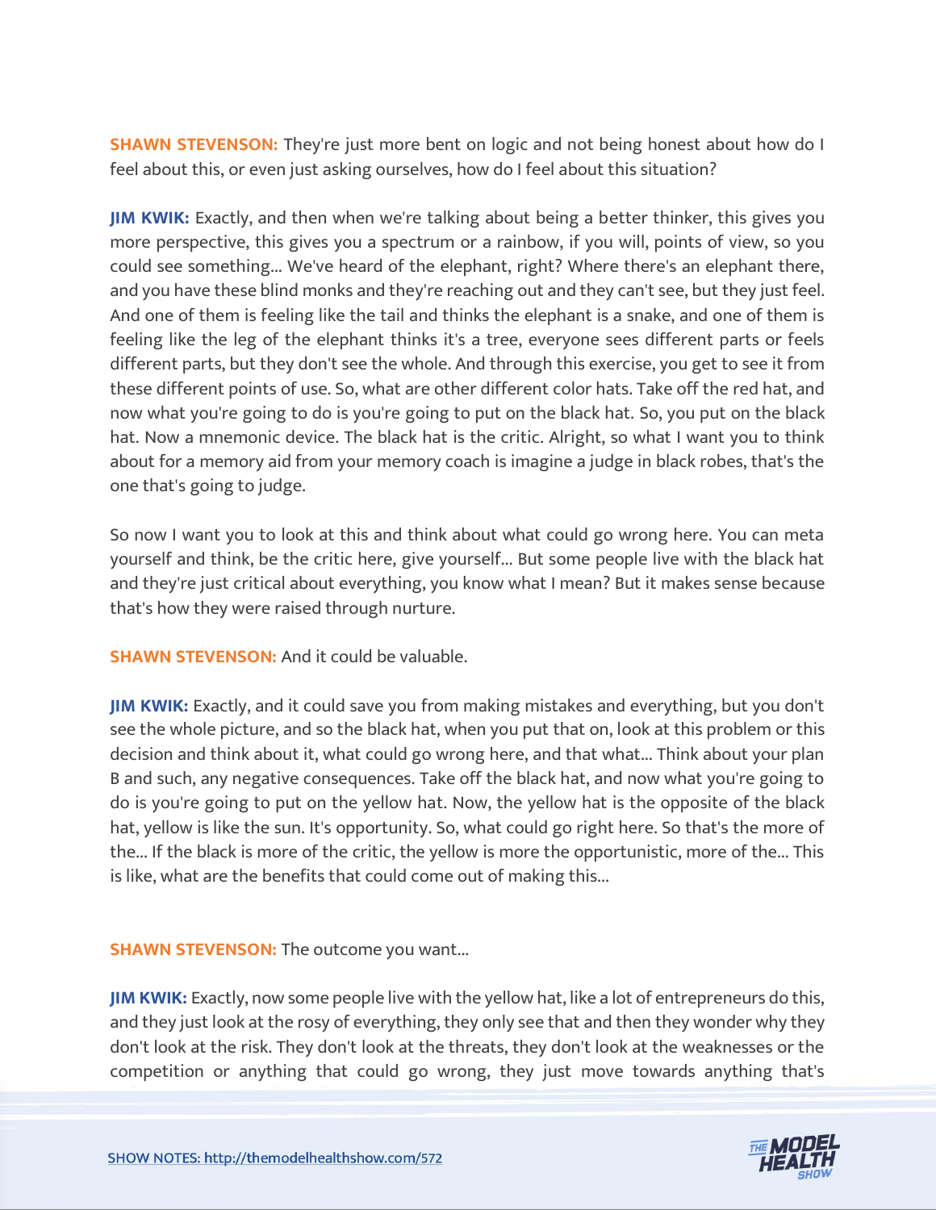**SHAWN STEVENSON:** They're just more bent on logic and not being honest about how do I feel about this, or even just asking ourselves, how do I feel about this situation?

**JIM KWIK:** Exactly, and then when we're talking about being a better thinker, this gives you more perspective, this gives you a spectrum or a rainbow, if you will, points of view, so you could see something... We've heard of the elephant, right? Where there's an elephant there, and you have these blind monks and they're reaching out and they can't see, but they just feel. And one of them is feeling like the tail and thinks the elephant is a snake, and one of them is feeling like the leg of the elephant thinks it's a tree, everyone sees different parts or feels different parts, but they don't see the whole. And through this exercise, you get to see it from these different points of use. So, what are other different color hats. Take off the red hat, and now what you're going to do is you're going to put on the black hat. So, you put on the black hat. Now a mnemonic device. The black hat is the critic. Alright, so what I want you to think about for a memory aid from your memory coach is imagine a judge in black robes, that's the one that's going to judge.

So now I want you to look at this and think about what could go wrong here. You can meta yourself and think, be the critic here, give yourself... But some people live with the black hat and they're just critical about everything, you know what I mean? But it makes sense because that's how they were raised through nurture.

**SHAWN STEVENSON:** And it could be valuable.

**JIM KWIK:** Exactly, and it could save you from making mistakes and everything, but you don't see the whole picture, and so the black hat, when you put that on, look at this problem or this decision and think about it, what could go wrong here, and that what... Think about your plan B and such, any negative consequences. Take off the black hat, and now what you're going to do is you're going to put on the yellow hat. Now, the yellow hat is the opposite of the black hat, yellow is like the sun. It's opportunity. So, what could go right here. So that's the more of the... If the black is more of the critic, the yellow is more the opportunistic, more of the... This is like, what are the benefits that could come out of making this...

**SHAWN STEVENSON:** The outcome you want...

**JIM KWIK:** Exactly, now some people live with the yellow hat, like a lot of entrepreneurs do this, and they just look at the rosy of everything, they only see that and then they wonder why they don't look at the risk. They don't look at the threats, they don't look at the weaknesses or the competition or anything that could go wrong, they just move towards anything that's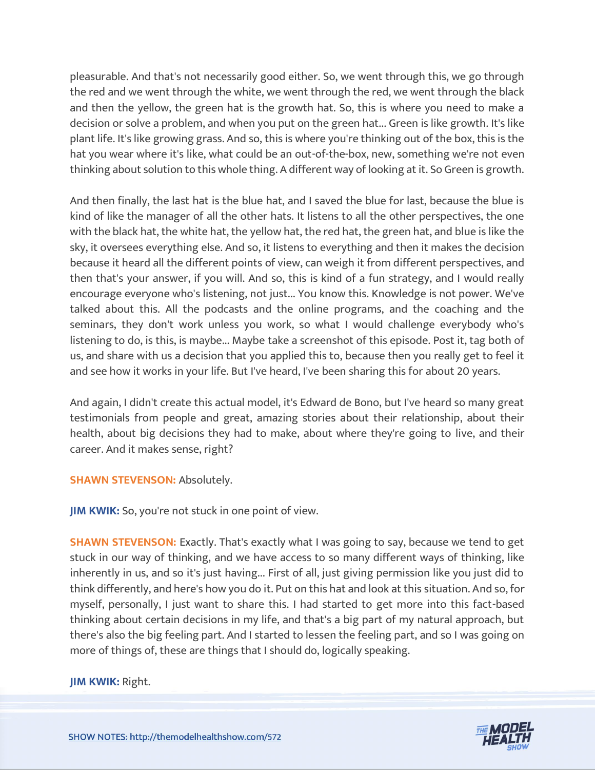pleasurable. And that's not necessarily good either. So, we went through this, we go through the red and we went through the white, we went through the red, we went through the black and then the yellow, the green hat is the growth hat. So, this is where you need to make a decision or solve a problem, and when you put on the green hat... Green is like growth. It's like plant life. It's like growing grass. And so, this is where you're thinking out of the box, this is the hat you wear where it's like, what could be an out-of-the-box, new, something we're not even thinking about solution to this whole thing. A different way of looking at it. So Green is growth.

And then finally, the last hat is the blue hat, and I saved the blue for last, because the blue is kind of like the manager of all the other hats. It listens to all the other perspectives, the one with the black hat, the white hat, the yellow hat, the red hat, the green hat, and blue is like the sky, it oversees everything else. And so, it listens to everything and then it makes the decision because it heard all the different points of view, can weigh it from different perspectives, and then that's your answer, if you will. And so, this is kind of a fun strategy, and I would really encourage everyone who's listening, not just... You know this. Knowledge is not power. We've talked about this. All the podcasts and the online programs, and the coaching and the seminars, they don't work unless you work, so what I would challenge everybody who's listening to do, is this, is maybe... Maybe take a screenshot of this episode. Post it, tag both of us, and share with us a decision that you applied this to, because then you really get to feel it and see how it works in your life. But I've heard, I've been sharing this for about 20 years.

And again, I didn't create this actual model, it's Edward de Bono, but I've heard so many great testimonials from people and great, amazing stories about their relationship, about their health, about big decisions they had to make, about where they're going to live, and their career. And it makes sense, right?

**SHAWN STEVENSON:** Absolutely.

**JIM KWIK:** So, you're not stuck in one point of view.

**SHAWN STEVENSON:** Exactly. That's exactly what I was going to say, because we tend to get stuck in our way of thinking, and we have access to so many different ways of thinking, like inherently in us, and so it's just having... First of all, just giving permission like you just did to think differently, and here's how you do it. Put on this hat and look at this situation. And so, for myself, personally, I just want to share this. I had started to get more into this fact-based thinking about certain decisions in my life, and that's a big part of my natural approach, but there's also the big feeling part. And I started to lessen the feeling part, and so I was going on more of things of, these are things that I should do, logically speaking.

**JIM KWIK:** Right.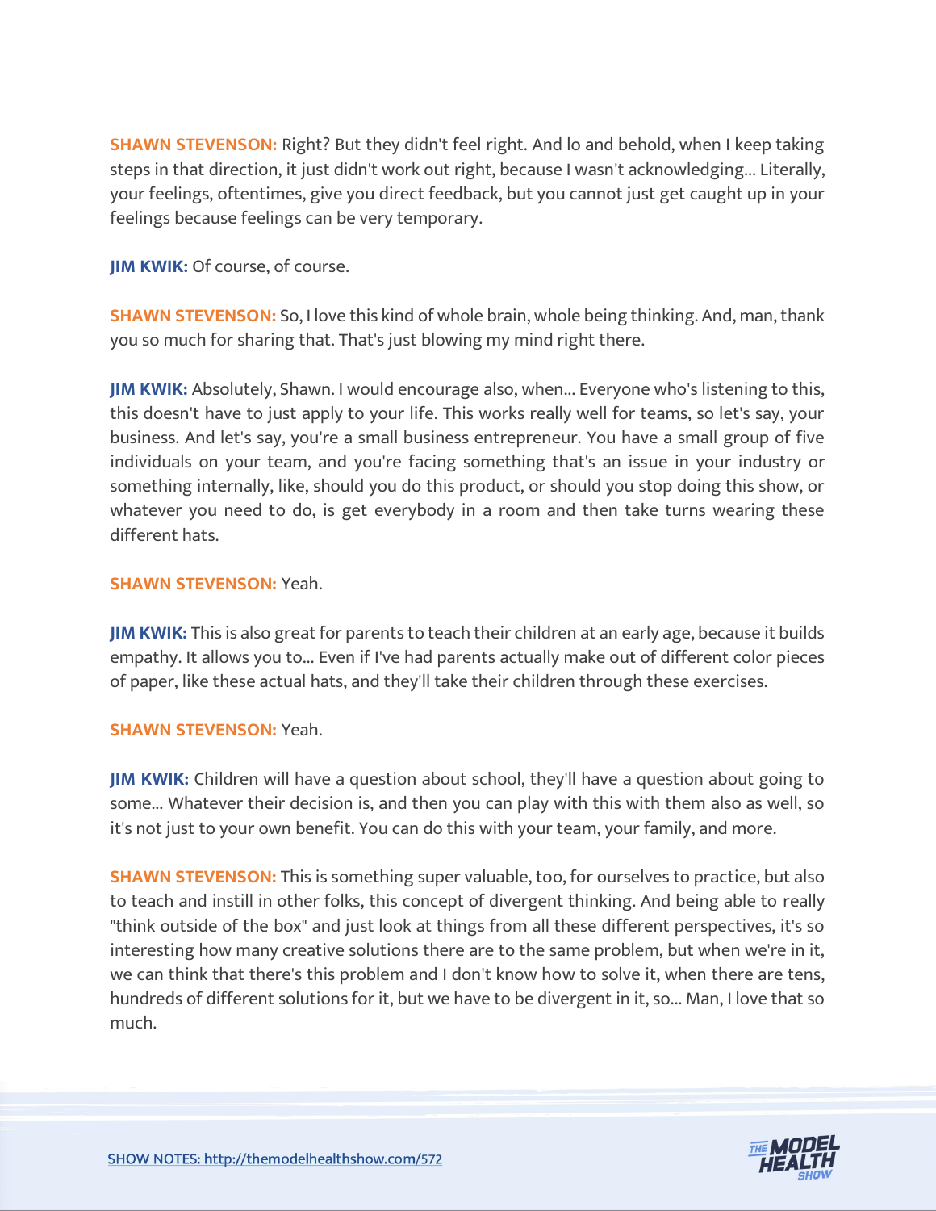**SHAWN STEVENSON:** Right? But they didn't feel right. And lo and behold, when I keep taking steps in that direction, it just didn't work out right, because I wasn't acknowledging... Literally, your feelings, oftentimes, give you direct feedback, but you cannot just get caught up in your feelings because feelings can be very temporary.

**JIM KWIK:** Of course, of course.

**SHAWN STEVENSON:** So, I love this kind of whole brain, whole being thinking. And, man, thank you so much for sharing that. That's just blowing my mind right there.

**JIM KWIK:** Absolutely, Shawn. I would encourage also, when... Everyone who's listening to this, this doesn't have to just apply to your life. This works really well for teams, so let's say, your business. And let's say, you're a small business entrepreneur. You have a small group of five individuals on your team, and you're facing something that's an issue in your industry or something internally, like, should you do this product, or should you stop doing this show, or whatever you need to do, is get everybody in a room and then take turns wearing these different hats.

**SHAWN STEVENSON:** Yeah.

**JIM KWIK:** This is also great for parents to teach their children at an early age, because it builds empathy. It allows you to... Even if I've had parents actually make out of different color pieces of paper, like these actual hats, and they'll take their children through these exercises.

**SHAWN STEVENSON:** Yeah.

**JIM KWIK:** Children will have a question about school, they'll have a question about going to some... Whatever their decision is, and then you can play with this with them also as well, so it's not just to your own benefit. You can do this with your team, your family, and more.

**SHAWN STEVENSON:** This is something super valuable, too, for ourselves to practice, but also to teach and instill in other folks, this concept of divergent thinking. And being able to really "think outside of the box" and just look at things from all these different perspectives, it's so interesting how many creative solutions there are to the same problem, but when we're in it, we can think that there's this problem and I don't know how to solve it, when there are tens, hundreds of different solutions for it, but we have to be divergent in it, so... Man, I love that so much.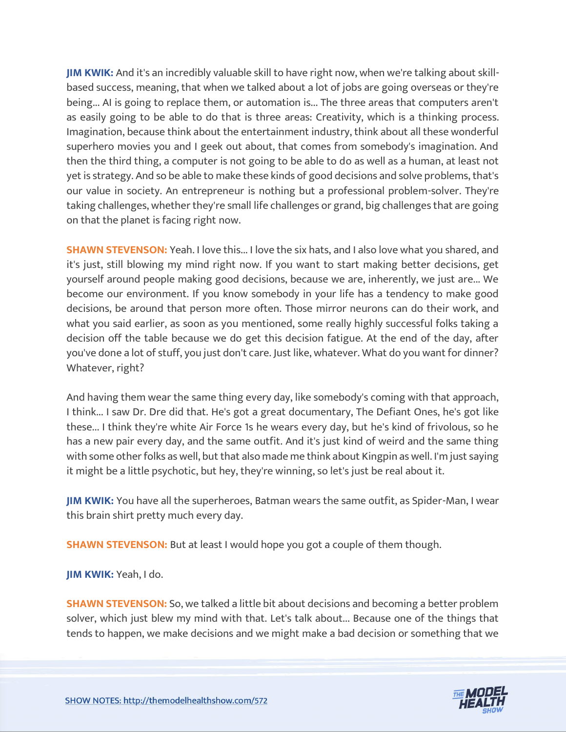**JIM KWIK:** And it's an incredibly valuable skill to have right now, when we're talking about skill-based success, meaning, that when we talked about a lot of jobs are going overseas or they're being... AI is going to replace them, or automation is... The three areas that computers aren't as easily going to be able to do that is three areas: Creativity, which is a thinking process. Imagination, because think about the entertainment industry, think about all these wonderful superhero movies you and I geek out about, that comes from somebody's imagination. And then the third thing, a computer is not going to be able to do as well as a human, at least not yet is strategy. And so be able to make these kinds of good decisions and solve problems, that's our value in society. An entrepreneur is nothing but a professional problem-solver. They're taking challenges, whether they're small life challenges or grand, big challenges that are going on that the planet is facing right now.

**SHAWN STEVENSON:** Yeah. I love this... I love the six hats, and I also love what you shared, and it's just, still blowing my mind right now. If you want to start making better decisions, get yourself around people making good decisions, because we are, inherently, we just are... We become our environment. If you know somebody in your life has a tendency to make good decisions, be around that person more often. Those mirror neurons can do their work, and what you said earlier, as soon as you mentioned, some really highly successful folks taking a decision off the table because we do get this decision fatigue. At the end of the day, after you've done a lot of stuff, you just don't care. Just like, whatever. What do you want for dinner? Whatever, right?

And having them wear the same thing every day, like somebody's coming with that approach, I think... I saw Dr. Dre did that. He's got a great documentary, The Defiant Ones, he's got like these... I think they're white Air Force 1s he wears every day, but he's kind of frivolous, so he has a new pair every day, and the same outfit. And it's just kind of weird and the same thing with some other folks as well, but that also made me think about Kingpin as well. I'm just saying it might be a little psychotic, but hey, they're winning, so let's just be real about it.

**JIM KWIK:** You have all the superheroes, Batman wears the same outfit, as Spider-Man, I wear this brain shirt pretty much every day.

**SHAWN STEVENSON:** But at least I would hope you got a couple of them though.

**JIM KWIK:** Yeah, I do.

**SHAWN STEVENSON:** So, we talked a little bit about decisions and becoming a better problem solver, which just blew my mind with that. Let's talk about... Because one of the things that tends to happen, we make decisions and we might make a bad decision or something that we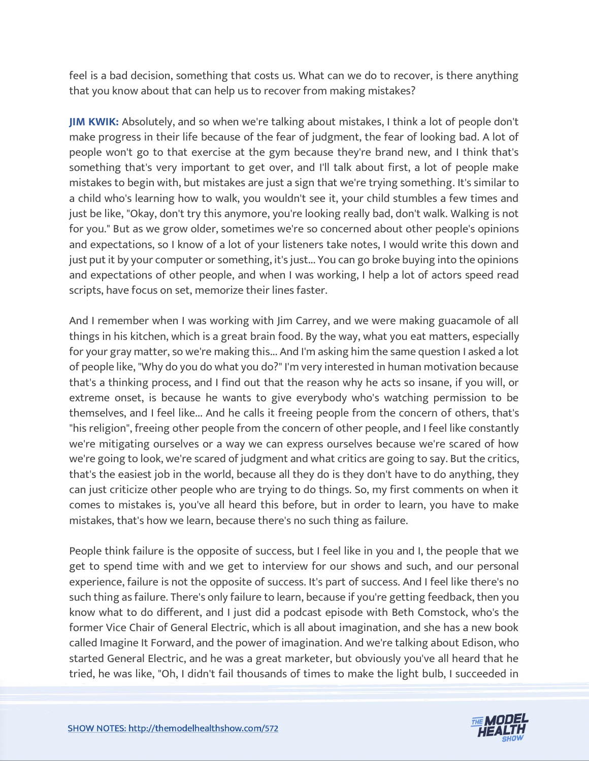feel is a bad decision, something that costs us. What can we do to recover, is there anything that you know about that can help us to recover from making mistakes?

**JIM KWIK:** Absolutely, and so when we're talking about mistakes, I think a lot of people don't make progress in their life because of the fear of judgment, the fear of looking bad. A lot of people won't go to that exercise at the gym because they're brand new, and I think that's something that's very important to get over, and I'll talk about first, a lot of people make mistakes to begin with, but mistakes are just a sign that we're trying something. It's similar to a child who's learning how to walk, you wouldn't see it, your child stumbles a few times and just be like, "Okay, don't try this anymore, you're looking really bad, don't walk. Walking is not for you." But as we grow older, sometimes we're so concerned about other people's opinions and expectations, so I know of a lot of your listeners take notes, I would write this down and just put it by your computer or something, it's just... You can go broke buying into the opinions and expectations of other people, and when I was working, I help a lot of actors speed read scripts, have focus on set, memorize their lines faster.

And I remember when I was working with Jim Carrey, and we were making guacamole of all things in his kitchen, which is a great brain food. By the way, what you eat matters, especially for your gray matter, so we're making this... And I'm asking him the same question I asked a lot of people like, "Why do you do what you do?" I'm very interested in human motivation because that's a thinking process, and I find out that the reason why he acts so insane, if you will, or extreme onset, is because he wants to give everybody who's watching permission to be themselves, and I feel like... And he calls it freeing people from the concern of others, that's "his religion", freeing other people from the concern of other people, and I feel like constantly we're mitigating ourselves or a way we can express ourselves because we're scared of how we're going to look, we're scared of judgment and what critics are going to say. But the critics, that's the easiest job in the world, because all they do is they don't have to do anything, they can just criticize other people who are trying to do things. So, my first comments on when it comes to mistakes is, you've all heard this before, but in order to learn, you have to make mistakes, that's how we learn, because there's no such thing as failure.

People think failure is the opposite of success, but I feel like in you and I, the people that we get to spend time with and we get to interview for our shows and such, and our personal experience, failure is not the opposite of success. It's part of success. And I feel like there's no such thing as failure. There's only failure to learn, because if you're getting feedback, then you know what to do different, and I just did a podcast episode with Beth Comstock, who's the former Vice Chair of General Electric, which is all about imagination, and she has a new book called Imagine It Forward, and the power of imagination. And we're talking about Edison, who started General Electric, and he was a great marketer, but obviously you've all heard that he tried, he was like, "Oh, I didn't fail thousands of times to make the light bulb, I succeeded in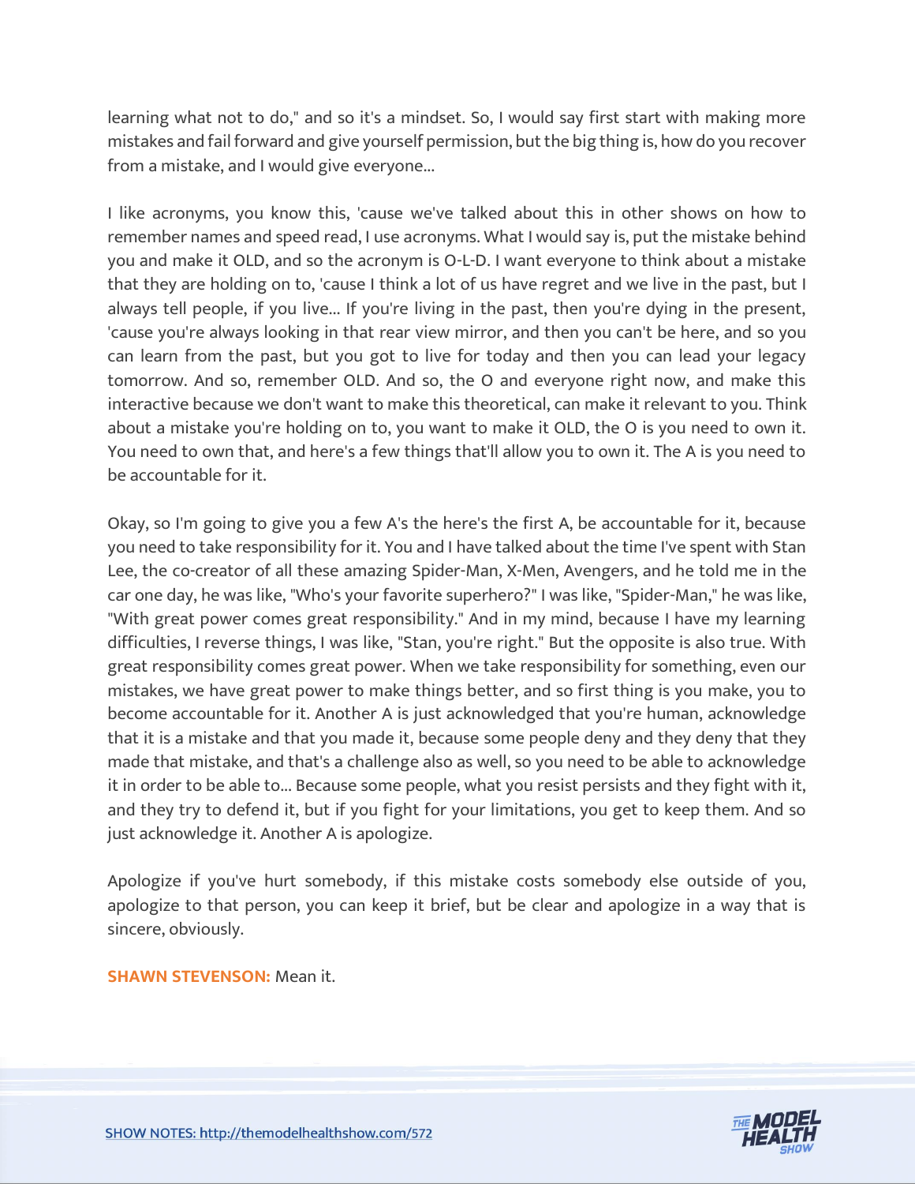learning what not to do," and so it's a mindset. So, I would say first start with making more mistakes and fail forward and give yourself permission, but the big thing is, how do you recover from a mistake, and I would give everyone...

I like acronyms, you know this, 'cause we've talked about this in other shows on how to remember names and speed read, I use acronyms. What I would say is, put the mistake behind you and make it OLD, and so the acronym is O-L-D. I want everyone to think about a mistake that they are holding on to, 'cause I think a lot of us have regret and we live in the past, but I always tell people, if you live... If you're living in the past, then you're dying in the present, 'cause you're always looking in that rear view mirror, and then you can't be here, and so you can learn from the past, but you got to live for today and then you can lead your legacy tomorrow. And so, remember OLD. And so, the O and everyone right now, and make this interactive because we don't want to make this theoretical, can make it relevant to you. Think about a mistake you're holding on to, you want to make it OLD, the O is you need to own it. You need to own that, and here's a few things that'll allow you to own it. The A is you need to be accountable for it.

Okay, so I'm going to give you a few A's the here's the first A, be accountable for it, because you need to take responsibility for it. You and I have talked about the time I've spent with Stan Lee, the co-creator of all these amazing Spider-Man, X-Men, Avengers, and he told me in the car one day, he was like, "Who's your favorite superhero?" I was like, "Spider-Man," he was like, "With great power comes great responsibility." And in my mind, because I have my learning difficulties, I reverse things, I was like, "Stan, you're right." But the opposite is also true. With great responsibility comes great power. When we take responsibility for something, even our mistakes, we have great power to make things better, and so first thing is you make, you to become accountable for it. Another A is just acknowledged that you're human, acknowledge that it is a mistake and that you made it, because some people deny and they deny that they made that mistake, and that's a challenge also as well, so you need to be able to acknowledge it in order to be able to... Because some people, what you resist persists and they fight with it, and they try to defend it, but if you fight for your limitations, you get to keep them. And so just acknowledge it. Another A is apologize.

Apologize if you've hurt somebody, if this mistake costs somebody else outside of you, apologize to that person, you can keep it brief, but be clear and apologize in a way that is sincere, obviously.

**SHAWN STEVENSON:** Mean it.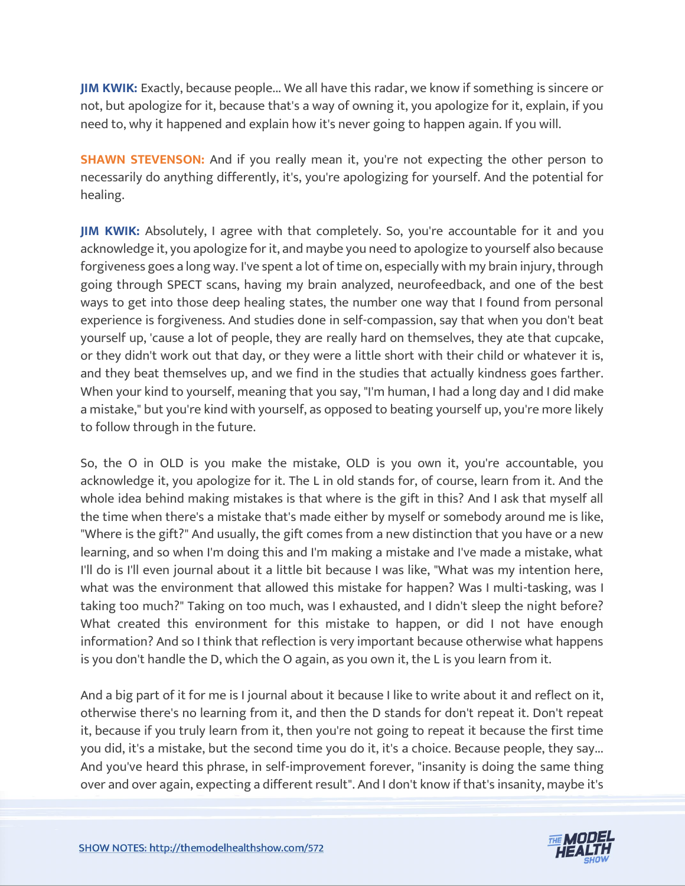**JIM KWIK:** Exactly, because people... We all have this radar, we know if something is sincere or not, but apologize for it, because that's a way of owning it, you apologize for it, explain, if you need to, why it happened and explain how it's never going to happen again. If you will.

**SHAWN STEVENSON:** And if you really mean it, you're not expecting the other person to necessarily do anything differently, it's, you're apologizing for yourself. And the potential for healing.

**JIM KWIK:** Absolutely, I agree with that completely. So, you're accountable for it and you acknowledge it, you apologize for it, and maybe you need to apologize to yourself also because forgiveness goes a long way. I've spent a lot of time on, especially with my brain injury, through going through SPECT scans, having my brain analyzed, neurofeedback, and one of the best ways to get into those deep healing states, the number one way that I found from personal experience is forgiveness. And studies done in self-compassion, say that when you don't beat yourself up, 'cause a lot of people, they are really hard on themselves, they ate that cupcake, or they didn't work out that day, or they were a little short with their child or whatever it is, and they beat themselves up, and we find in the studies that actually kindness goes farther. When your kind to yourself, meaning that you say, "I'm human, I had a long day and I did make a mistake," but you're kind with yourself, as opposed to beating yourself up, you're more likely to follow through in the future.

So, the O in OLD is you make the mistake, OLD is you own it, you're accountable, you acknowledge it, you apologize for it. The L in old stands for, of course, learn from it. And the whole idea behind making mistakes is that where is the gift in this? And I ask that myself all the time when there's a mistake that's made either by myself or somebody around me is like, "Where is the gift?" And usually, the gift comes from a new distinction that you have or a new learning, and so when I'm doing this and I'm making a mistake and I've made a mistake, what I'll do is I'll even journal about it a little bit because I was like, "What was my intention here, what was the environment that allowed this mistake for happen? Was I multi-tasking, was I taking too much?" Taking on too much, was I exhausted, and I didn't sleep the night before? What created this environment for this mistake to happen, or did I not have enough information? And so I think that reflection is very important because otherwise what happens is you don't handle the D, which the O again, as you own it, the L is you learn from it.

And a big part of it for me is I journal about it because I like to write about it and reflect on it, otherwise there's no learning from it, and then the D stands for don't repeat it. Don't repeat it, because if you truly learn from it, then you're not going to repeat it because the first time you did, it's a mistake, but the second time you do it, it's a choice. Because people, they say... And you've heard this phrase, in self-improvement forever, "insanity is doing the same thing over and over again, expecting a different result". And I don't know if that's insanity, maybe it's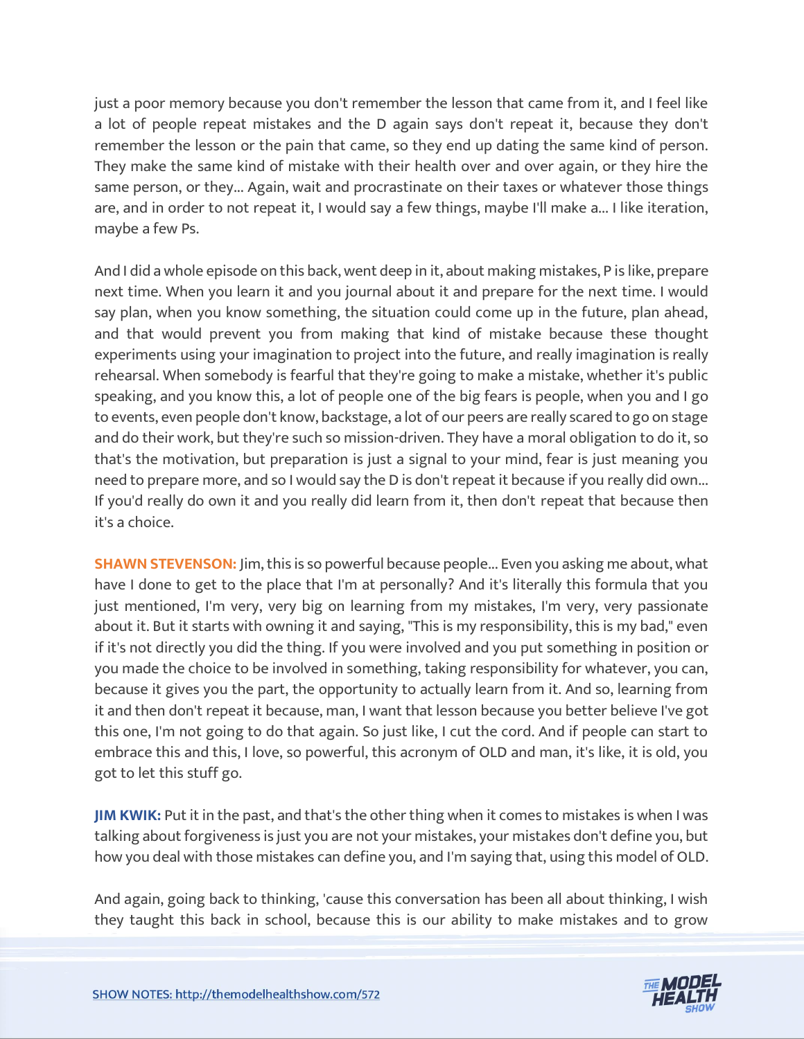just a poor memory because you don't remember the lesson that came from it, and I feel like a lot of people repeat mistakes and the D again says don't repeat it, because they don't remember the lesson or the pain that came, so they end up dating the same kind of person. They make the same kind of mistake with their health over and over again, or they hire the same person, or they... Again, wait and procrastinate on their taxes or whatever those things are, and in order to not repeat it, I would say a few things, maybe I'll make a... I like iteration, maybe a few Ps.

And I did a whole episode on this back, went deep in it, about making mistakes, P is like, prepare next time. When you learn it and you journal about it and prepare for the next time. I would say plan, when you know something, the situation could come up in the future, plan ahead, and that would prevent you from making that kind of mistake because these thought experiments using your imagination to project into the future, and really imagination is really rehearsal. When somebody is fearful that they're going to make a mistake, whether it's public speaking, and you know this, a lot of people one of the big fears is people, when you and I go to events, even people don't know, backstage, a lot of our peers are really scared to go on stage and do their work, but they're such so mission-driven. They have a moral obligation to do it, so that's the motivation, but preparation is just a signal to your mind, fear is just meaning you need to prepare more, and so I would say the D is don't repeat it because if you really did own... If you'd really do own it and you really did learn from it, then don't repeat that because then it's a choice.

**SHAWN STEVENSON:** Jim, this is so powerful because people... Even you asking me about, what have I done to get to the place that I'm at personally? And it's literally this formula that you just mentioned, I'm very, very big on learning from my mistakes, I'm very, very passionate about it. But it starts with owning it and saying, "This is my responsibility, this is my bad," even if it's not directly you did the thing. If you were involved and you put something in position or you made the choice to be involved in something, taking responsibility for whatever, you can, because it gives you the part, the opportunity to actually learn from it. And so, learning from it and then don't repeat it because, man, I want that lesson because you better believe I've got this one, I'm not going to do that again. So just like, I cut the cord. And if people can start to embrace this and this, I love, so powerful, this acronym of OLD and man, it's like, it is old, you got to let this stuff go.

**JIM KWIK:** Put it in the past, and that's the other thing when it comes to mistakes is when I was talking about forgiveness is just you are not your mistakes, your mistakes don't define you, but how you deal with those mistakes can define you, and I'm saying that, using this model of OLD.

And again, going back to thinking, 'cause this conversation has been all about thinking, I wish they taught this back in school, because this is our ability to make mistakes and to grow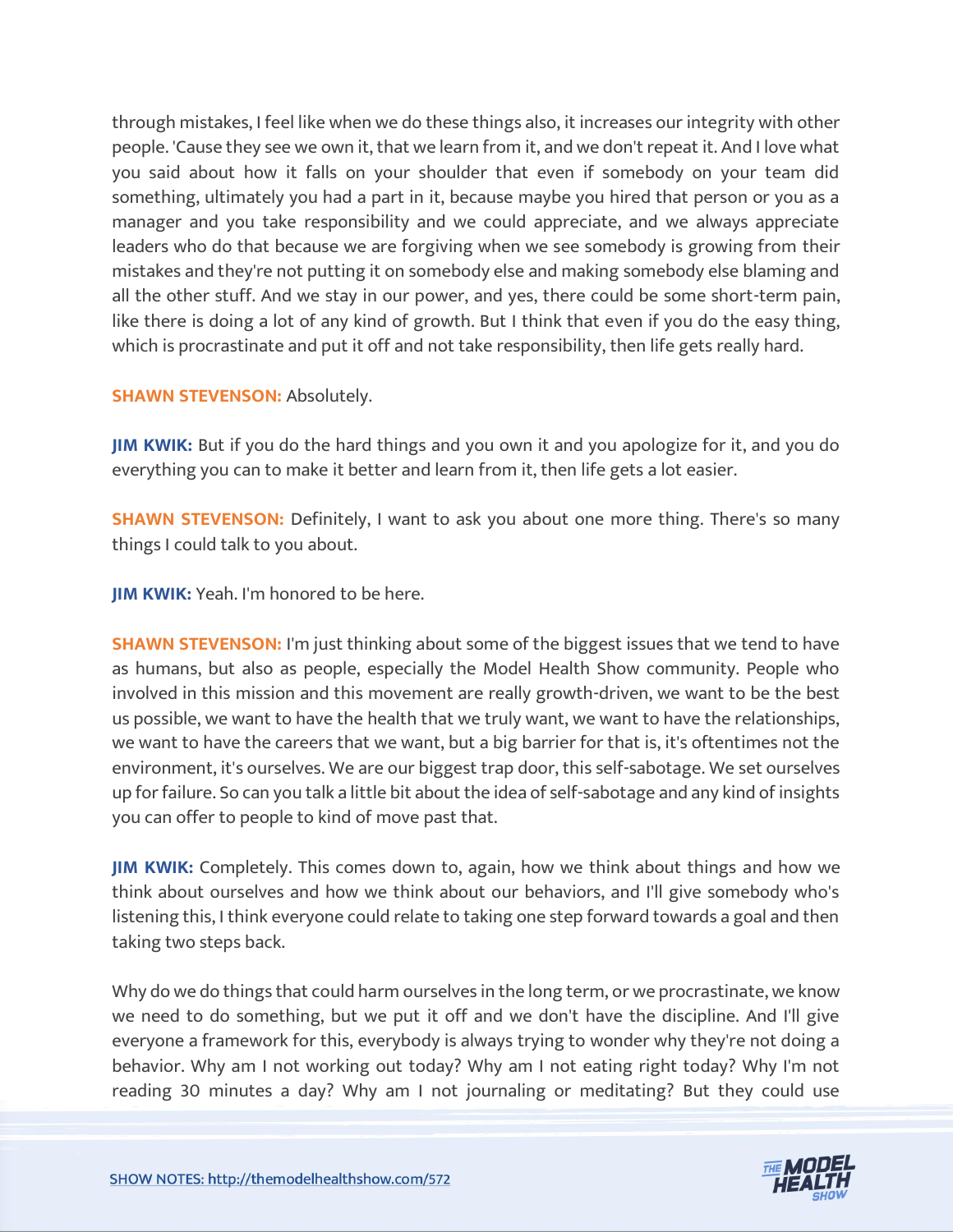through mistakes, I feel like when we do these things also, it increases our integrity with other people. 'Cause they see we own it, that we learn from it, and we don't repeat it. And I love what you said about how it falls on your shoulder that even if somebody on your team did something, ultimately you had a part in it, because maybe you hired that person or you as a manager and you take responsibility and we could appreciate, and we always appreciate leaders who do that because we are forgiving when we see somebody is growing from their mistakes and they're not putting it on somebody else and making somebody else blaming and all the other stuff. And we stay in our power, and yes, there could be some short-term pain, like there is doing a lot of any kind of growth. But I think that even if you do the easy thing, which is procrastinate and put it off and not take responsibility, then life gets really hard.

**SHAWN STEVENSON:** Absolutely.

**JIM KWIK:** But if you do the hard things and you own it and you apologize for it, and you do everything you can to make it better and learn from it, then life gets a lot easier.

**SHAWN STEVENSON:** Definitely, I want to ask you about one more thing. There's so many things I could talk to you about.

**JIM KWIK:** Yeah. I'm honored to be here.

**SHAWN STEVENSON:** I'm just thinking about some of the biggest issues that we tend to have as humans, but also as people, especially the Model Health Show community. People who involved in this mission and this movement are really growth-driven, we want to be the best us possible, we want to have the health that we truly want, we want to have the relationships, we want to have the careers that we want, but a big barrier for that is, it's oftentimes not the environment, it's ourselves. We are our biggest trap door, this self-sabotage. We set ourselves up for failure. So can you talk a little bit about the idea of self-sabotage and any kind of insights you can offer to people to kind of move past that.

**JIM KWIK:** Completely. This comes down to, again, how we think about things and how we think about ourselves and how we think about our behaviors, and I'll give somebody who's listening this, I think everyone could relate to taking one step forward towards a goal and then taking two steps back.

Why do we do things that could harm ourselves in the long term, or we procrastinate, we know we need to do something, but we put it off and we don't have the discipline. And I'll give everyone a framework for this, everybody is always trying to wonder why they're not doing a behavior. Why am I not working out today? Why am I not eating right today? Why I'm not reading 30 minutes a day? Why am I not journaling or meditating? But they could use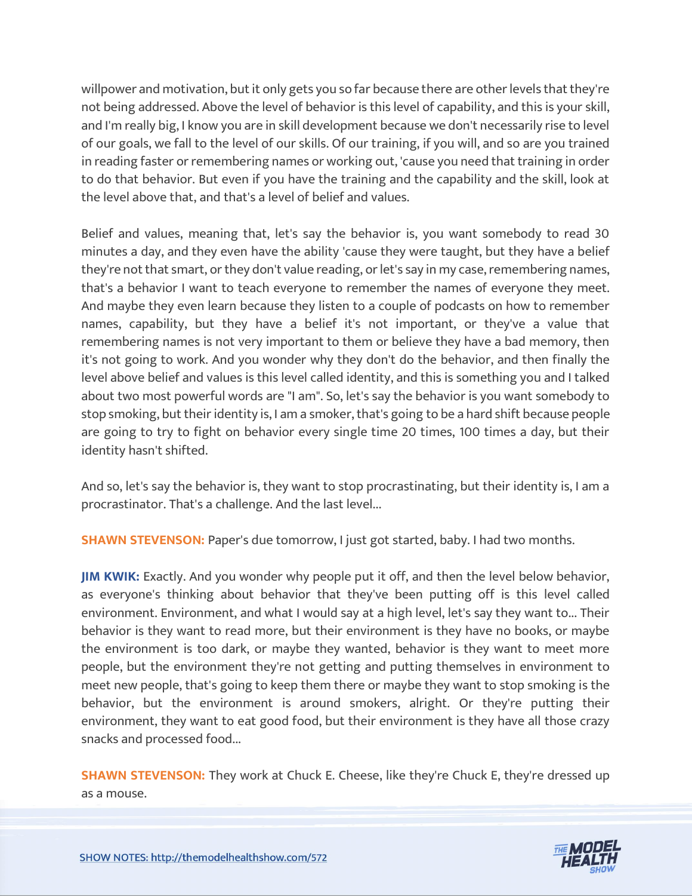willpower and motivation, but it only gets you so far because there are other levels that they're not being addressed. Above the level of behavior is this level of capability, and this is your skill, and I'm really big, I know you are in skill development because we don't necessarily rise to level of our goals, we fall to the level of our skills. Of our training, if you will, and so are you trained in reading faster or remembering names or working out, 'cause you need that training in order to do that behavior. But even if you have the training and the capability and the skill, look at the level above that, and that's a level of belief and values.

Belief and values, meaning that, let's say the behavior is, you want somebody to read 30 minutes a day, and they even have the ability 'cause they were taught, but they have a belief they're not that smart, or they don't value reading, or let's say in my case, remembering names, that's a behavior I want to teach everyone to remember the names of everyone they meet. And maybe they even learn because they listen to a couple of podcasts on how to remember names, capability, but they have a belief it's not important, or they've a value that remembering names is not very important to them or believe they have a bad memory, then it's not going to work. And you wonder why they don't do the behavior, and then finally the level above belief and values is this level called identity, and this is something you and I talked about two most powerful words are "I am". So, let's say the behavior is you want somebody to stop smoking, but their identity is, I am a smoker, that's going to be a hard shift because people are going to try to fight on behavior every single time 20 times, 100 times a day, but their identity hasn't shifted.

And so, let's say the behavior is, they want to stop procrastinating, but their identity is, I am a procrastinator. That's a challenge. And the last level...

**SHAWN STEVENSON:** Paper's due tomorrow, I just got started, baby. I had two months.

**JIM KWIK:** Exactly. And you wonder why people put it off, and then the level below behavior, as everyone's thinking about behavior that they've been putting off is this level called environment. Environment, and what I would say at a high level, let's say they want to... Their behavior is they want to read more, but their environment is they have no books, or maybe the environment is too dark, or maybe they wanted, behavior is they want to meet more people, but the environment they're not getting and putting themselves in environment to meet new people, that's going to keep them there or maybe they want to stop smoking is the behavior, but the environment is around smokers, alright. Or they're putting their environment, they want to eat good food, but their environment is they have all those crazy snacks and processed food...

**SHAWN STEVENSON:** They work at Chuck E. Cheese, like they're Chuck E, they're dressed up as a mouse.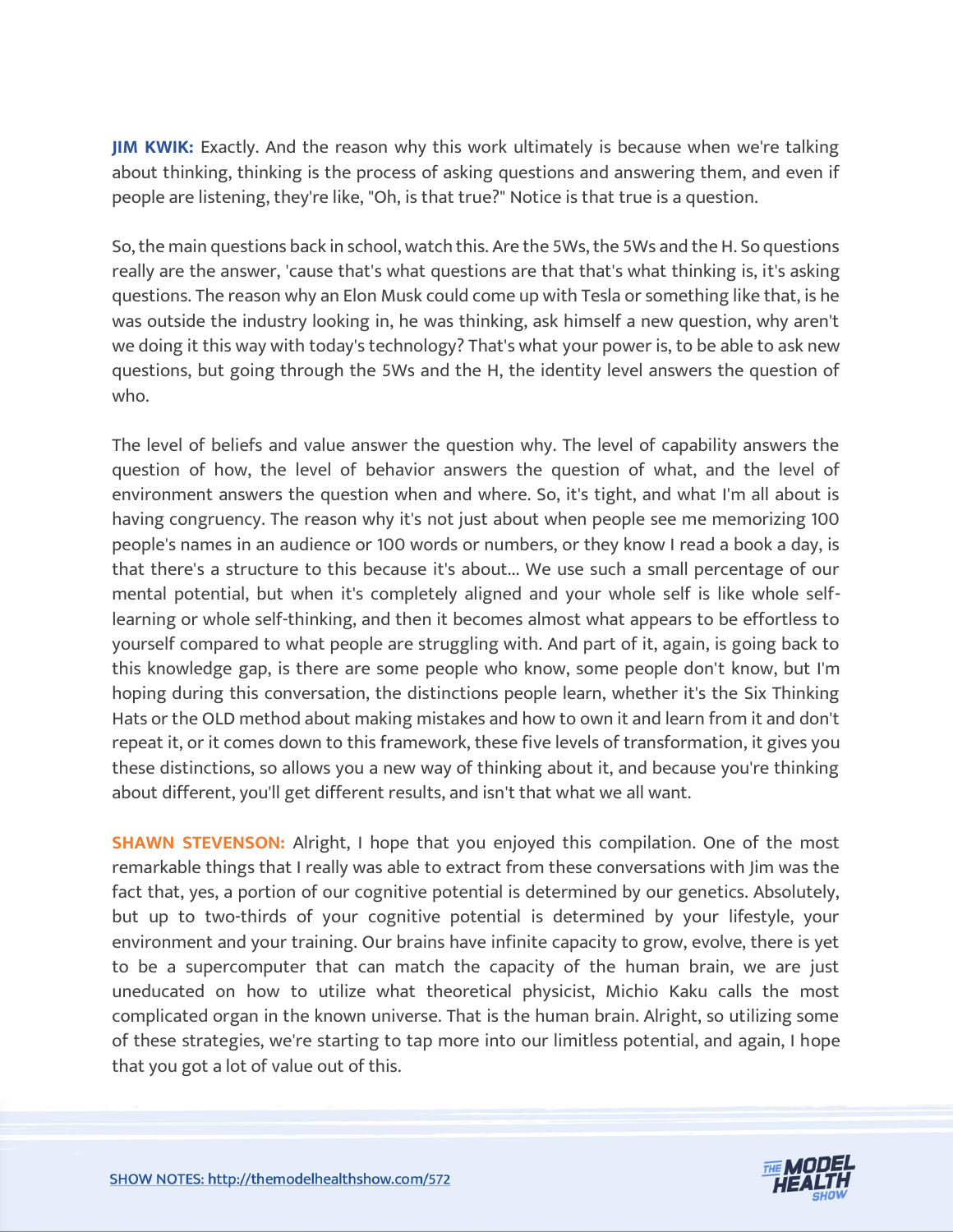**JIM KWIK:** Exactly. And the reason why this work ultimately is because when we're talking about thinking, thinking is the process of asking questions and answering them, and even if people are listening, they're like, "Oh, is that true?" Notice is that true is a question.

So, the main questions back in school, watch this. Are the 5Ws, the 5Ws and the H. So questions really are the answer, 'cause that's what questions are that that's what thinking is, it's asking questions. The reason why an Elon Musk could come up with Tesla or something like that, is he was outside the industry looking in, he was thinking, ask himself a new question, why aren't we doing it this way with today's technology? That's what your power is, to be able to ask new questions, but going through the 5Ws and the H, the identity level answers the question of who.

The level of beliefs and value answer the question why. The level of capability answers the question of how, the level of behavior answers the question of what, and the level of environment answers the question when and where. So, it's tight, and what I'm all about is having congruency. The reason why it's not just about when people see me memorizing 100 people's names in an audience or 100 words or numbers, or they know I read a book a day, is that there's a structure to this because it's about... We use such a small percentage of our mental potential, but when it's completely aligned and your whole self is like whole self-learning or whole self-thinking, and then it becomes almost what appears to be effortless to yourself compared to what people are struggling with. And part of it, again, is going back to this knowledge gap, is there are some people who know, some people don't know, but I'm hoping during this conversation, the distinctions people learn, whether it's the Six Thinking Hats or the OLD method about making mistakes and how to own it and learn from it and don't repeat it, or it comes down to this framework, these five levels of transformation, it gives you these distinctions, so allows you a new way of thinking about it, and because you're thinking about different, you'll get different results, and isn't that what we all want.

**SHAWN STEVENSON:** Alright, I hope that you enjoyed this compilation. One of the most remarkable things that I really was able to extract from these conversations with Jim was the fact that, yes, a portion of our cognitive potential is determined by our genetics. Absolutely, but up to two-thirds of your cognitive potential is determined by your lifestyle, your environment and your training. Our brains have infinite capacity to grow, evolve, there is yet to be a supercomputer that can match the capacity of the human brain, we are just uneducated on how to utilize what theoretical physicist, Michio Kaku calls the most complicated organ in the known universe. That is the human brain. Alright, so utilizing some of these strategies, we're starting to tap more into our limitless potential, and again, I hope that you got a lot of value out of this.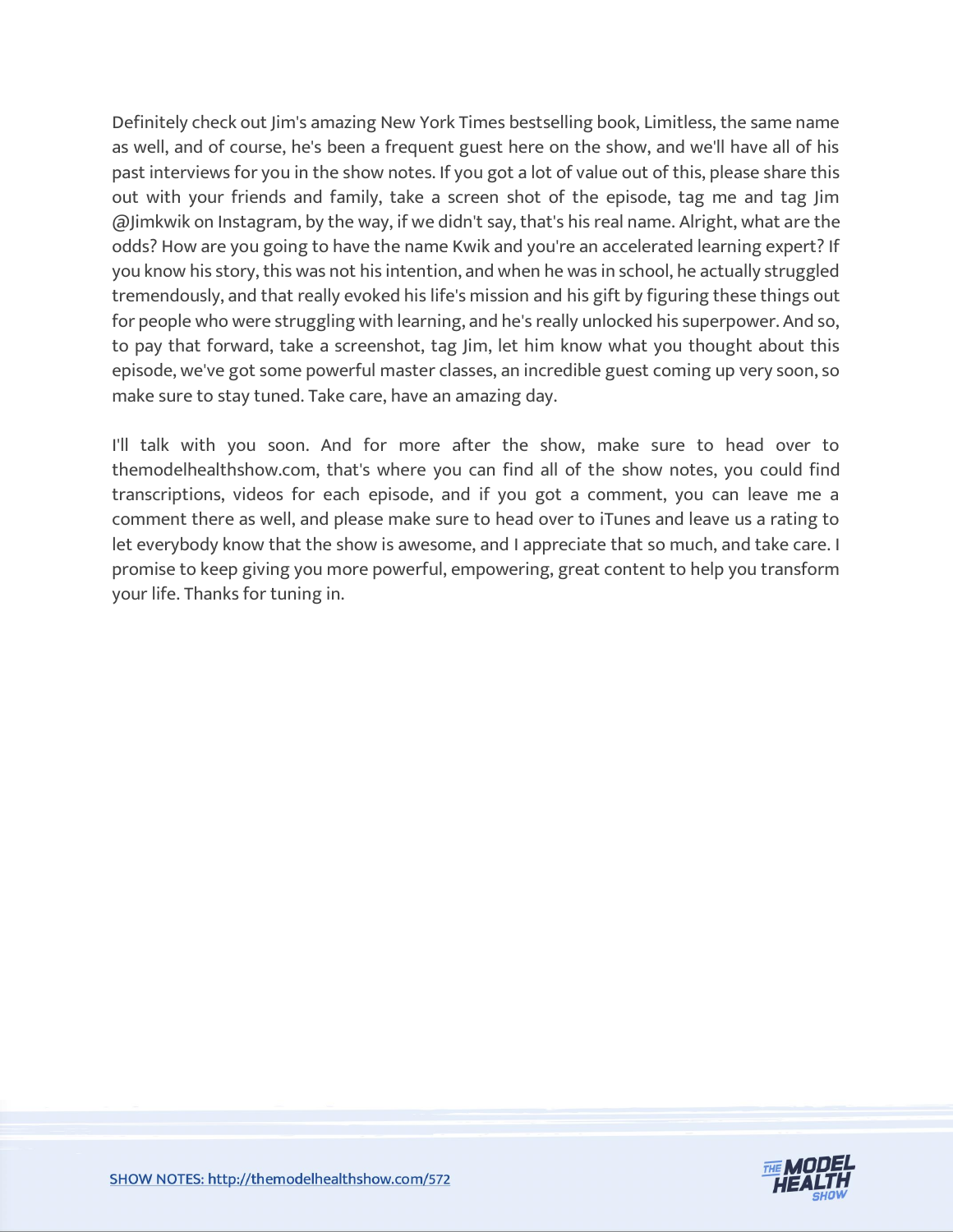Definitely check out Jim's amazing New York Times bestselling book, Limitless, the same name as well, and of course, he's been a frequent guest here on the show, and we'll have all of his past interviews for you in the show notes. If you got a lot of value out of this, please share this out with your friends and family, take a screen shot of the episode, tag me and tag Jim @Jimkwik on Instagram, by the way, if we didn't say, that's his real name. Alright, what are the odds? How are you going to have the name Kwik and you're an accelerated learning expert? If you know his story, this was not his intention, and when he was in school, he actually struggled tremendously, and that really evoked his life's mission and his gift by figuring these things out for people who were struggling with learning, and he's really unlocked his superpower. And so, to pay that forward, take a screenshot, tag Jim, let him know what you thought about this episode, we've got some powerful master classes, an incredible guest coming up very soon, so make sure to stay tuned. Take care, have an amazing day.

I'll talk with you soon. And for more after the show, make sure to head over to themodelhealthshow.com, that's where you can find all of the show notes, you could find transcriptions, videos for each episode, and if you got a comment, you can leave me a comment there as well, and please make sure to head over to iTunes and leave us a rating to let everybody know that the show is awesome, and I appreciate that so much, and take care. I promise to keep giving you more powerful, empowering, great content to help you transform your life. Thanks for tuning in.